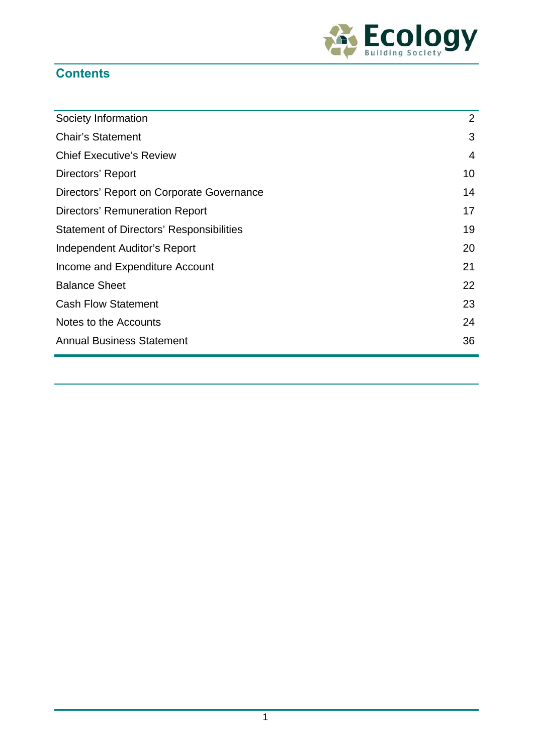# Contents

| | |
|---|---|
| Society Information | 2 |
| Chair's Statement | 3 |
| Chief Executive's Review | 4 |
| Directors' Report | 10 |
| Directors' Report on Corporate Governance | 14 |
| Directors' Remuneration Report | 17 |
| Statement of Directors' Responsibilities | 19 |
| Independent Auditor's Report | 20 |
| Income and Expenditure Account | 21 |
| Balance Sheet | 22 |
| Cash Flow Statement | 23 |
| Notes to the Accounts | 24 |
| Annual Business Statement | 36 |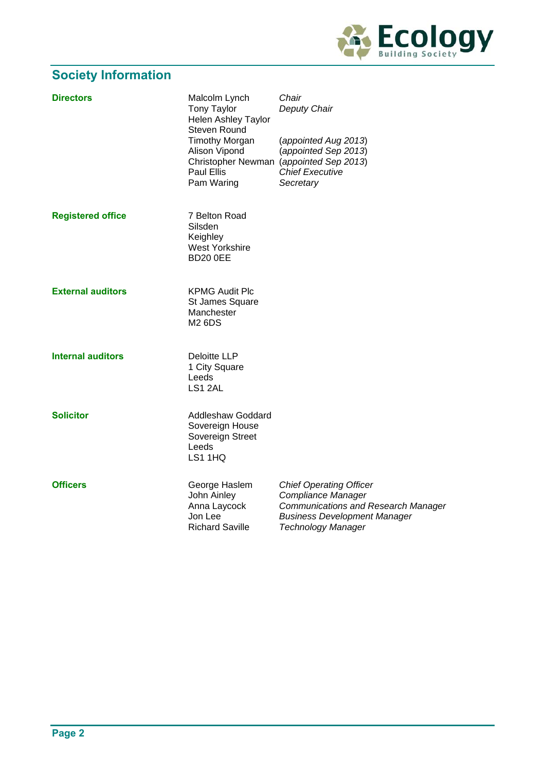## Society Information

**Directors**

| | |
|---|---|
| Malcolm Lynch | *Chair* |
| Tony Taylor | *Deputy Chair* |
| Helen Ashley Taylor | |
| Steven Round | |
| Timothy Morgan | (*appointed Aug 2013*) |
| Alison Vipond | (*appointed Sep 2013*) |
| Christopher Newman | (*appointed Sep 2013*) |
| Paul Ellis | *Chief Executive* |
| Pam Waring | *Secretary* |

**Registered office**

7 Belton Road
Silsden
Keighley
West Yorkshire
BD20 0EE

**External auditors**

KPMG Audit Plc
St James Square
Manchester
M2 6DS

**Internal auditors**

Deloitte LLP
1 City Square
Leeds
LS1 2AL

**Solicitor**

Addleshaw Goddard
Sovereign House
Sovereign Street
Leeds
LS1 1HQ

**Officers**

| | |
|---|---|
| George Haslem | *Chief Operating Officer* |
| John Ainley | *Compliance Manager* |
| Anna Laycock | *Communications and Research Manager* |
| Jon Lee | *Business Development Manager* |
| Richard Saville | *Technology Manager* |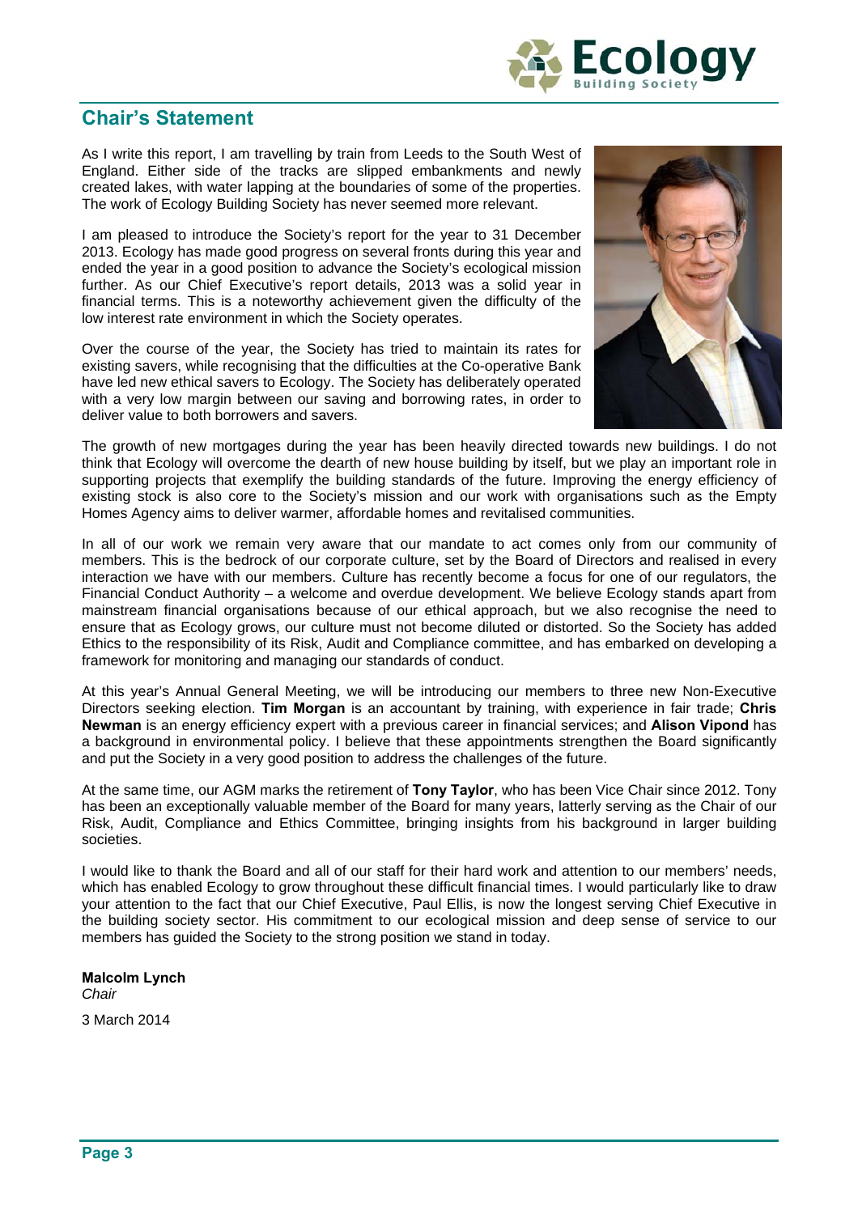## Chair's Statement

As I write this report, I am travelling by train from Leeds to the South West of England. Either side of the tracks are slipped embankments and newly created lakes, with water lapping at the boundaries of some of the properties. The work of Ecology Building Society has never seemed more relevant.

I am pleased to introduce the Society's report for the year to 31 December 2013. Ecology has made good progress on several fronts during this year and ended the year in a good position to advance the Society's ecological mission further. As our Chief Executive's report details, 2013 was a solid year in financial terms. This is a noteworthy achievement given the difficulty of the low interest rate environment in which the Society operates.

Over the course of the year, the Society has tried to maintain its rates for existing savers, while recognising that the difficulties at the Co-operative Bank have led new ethical savers to Ecology. The Society has deliberately operated with a very low margin between our saving and borrowing rates, in order to deliver value to both borrowers and savers.

The growth of new mortgages during the year has been heavily directed towards new buildings. I do not think that Ecology will overcome the dearth of new house building by itself, but we play an important role in supporting projects that exemplify the building standards of the future. Improving the energy efficiency of existing stock is also core to the Society's mission and our work with organisations such as the Empty Homes Agency aims to deliver warmer, affordable homes and revitalised communities.

In all of our work we remain very aware that our mandate to act comes only from our community of members. This is the bedrock of our corporate culture, set by the Board of Directors and realised in every interaction we have with our members. Culture has recently become a focus for one of our regulators, the Financial Conduct Authority – a welcome and overdue development. We believe Ecology stands apart from mainstream financial organisations because of our ethical approach, but we also recognise the need to ensure that as Ecology grows, our culture must not become diluted or distorted. So the Society has added Ethics to the responsibility of its Risk, Audit and Compliance committee, and has embarked on developing a framework for monitoring and managing our standards of conduct.

At this year's Annual General Meeting, we will be introducing our members to three new Non-Executive Directors seeking election. **Tim Morgan** is an accountant by training, with experience in fair trade; **Chris Newman** is an energy efficiency expert with a previous career in financial services; and **Alison Vipond** has a background in environmental policy. I believe that these appointments strengthen the Board significantly and put the Society in a very good position to address the challenges of the future.

At the same time, our AGM marks the retirement of **Tony Taylor**, who has been Vice Chair since 2012. Tony has been an exceptionally valuable member of the Board for many years, latterly serving as the Chair of our Risk, Audit, Compliance and Ethics Committee, bringing insights from his background in larger building societies.

I would like to thank the Board and all of our staff for their hard work and attention to our members' needs, which has enabled Ecology to grow throughout these difficult financial times. I would particularly like to draw your attention to the fact that our Chief Executive, Paul Ellis, is now the longest serving Chief Executive in the building society sector. His commitment to our ecological mission and deep sense of service to our members has guided the Society to the strong position we stand in today.

**Malcolm Lynch**
*Chair*

3 March 2014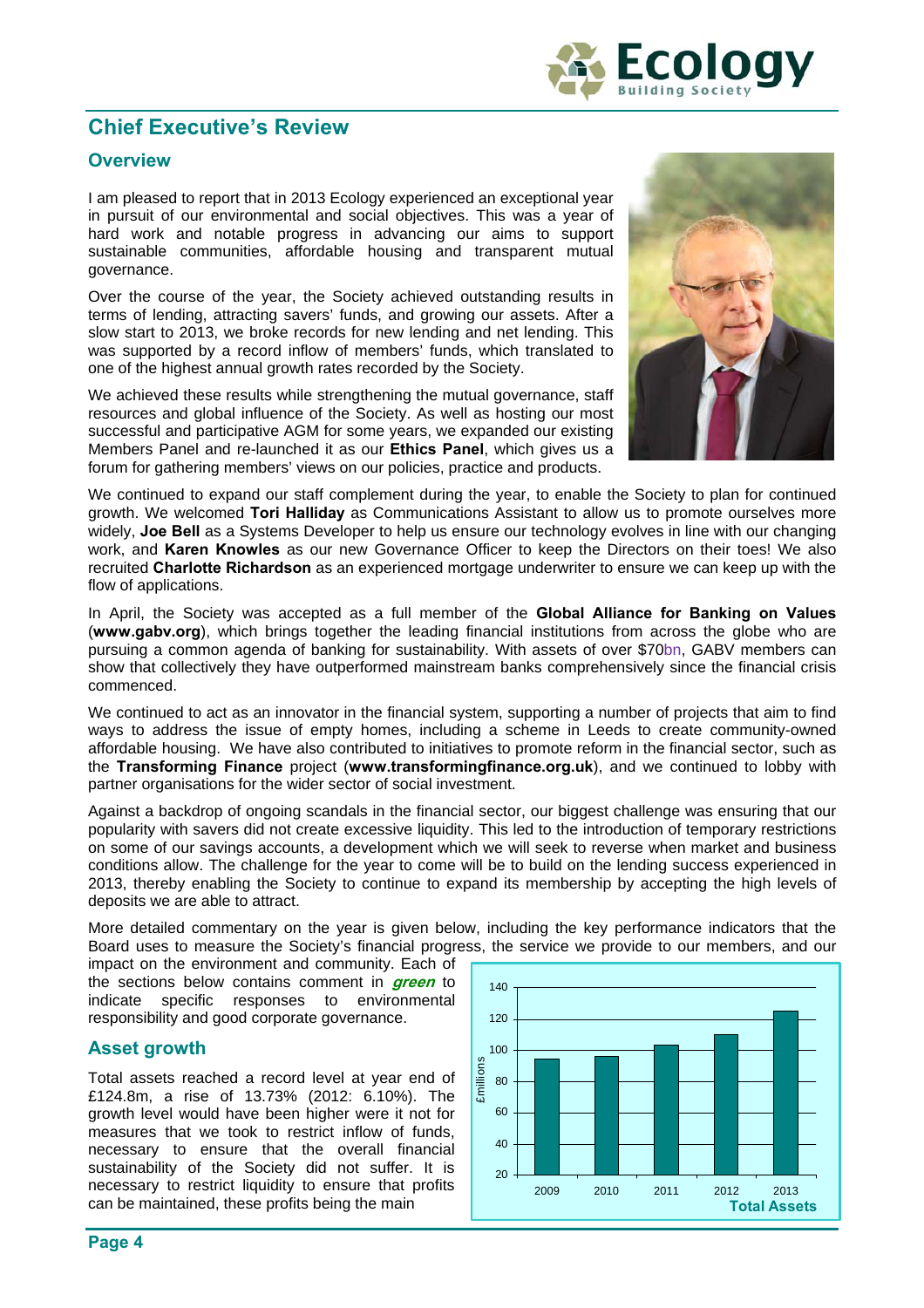## Chief Executive's Review

### Overview

I am pleased to report that in 2013 Ecology experienced an exceptional year in pursuit of our environmental and social objectives. This was a year of hard work and notable progress in advancing our aims to support sustainable communities, affordable housing and transparent mutual governance.

Over the course of the year, the Society achieved outstanding results in terms of lending, attracting savers' funds, and growing our assets. After a slow start to 2013, we broke records for new lending and net lending. This was supported by a record inflow of members' funds, which translated to one of the highest annual growth rates recorded by the Society.

We achieved these results while strengthening the mutual governance, staff resources and global influence of the Society. As well as hosting our most successful and participative AGM for some years, we expanded our existing Members Panel and re-launched it as our **Ethics Panel**, which gives us a forum for gathering members' views on our policies, practice and products.

We continued to expand our staff complement during the year, to enable the Society to plan for continued growth. We welcomed **Tori Halliday** as Communications Assistant to allow us to promote ourselves more widely, **Joe Bell** as a Systems Developer to help us ensure our technology evolves in line with our changing work, and **Karen Knowles** as our new Governance Officer to keep the Directors on their toes! We also recruited **Charlotte Richardson** as an experienced mortgage underwriter to ensure we can keep up with the flow of applications.

In April, the Society was accepted as a full member of the **Global Alliance for Banking on Values** (**www.gabv.org**), which brings together the leading financial institutions from across the globe who are pursuing a common agenda of banking for sustainability. With assets of over $70bn, GABV members can show that collectively they have outperformed mainstream banks comprehensively since the financial crisis commenced.

We continued to act as an innovator in the financial system, supporting a number of projects that aim to find ways to address the issue of empty homes, including a scheme in Leeds to create community-owned affordable housing. We have also contributed to initiatives to promote reform in the financial sector, such as the **Transforming Finance** project (**www.transformingfinance.org.uk**), and we continued to lobby with partner organisations for the wider sector of social investment.

Against a backdrop of ongoing scandals in the financial sector, our biggest challenge was ensuring that our popularity with savers did not create excessive liquidity. This led to the introduction of temporary restrictions on some of our savings accounts, a development which we will seek to reverse when market and business conditions allow. The challenge for the year to come will be to build on the lending success experienced in 2013, thereby enabling the Society to continue to expand its membership by accepting the high levels of deposits we are able to attract.

More detailed commentary on the year is given below, including the key performance indicators that the Board uses to measure the Society's financial progress, the service we provide to our members, and our impact on the environment and community. Each of the sections below contains comment in ***green*** to indicate specific responses to environmental responsibility and good corporate governance.

### Asset growth

Total assets reached a record level at year end of £124.8m, a rise of 13.73% (2012: 6.10%). The growth level would have been higher were it not for measures that we took to restrict inflow of funds, necessary to ensure that the overall financial sustainability of the Society did not suffer. It is necessary to restrict liquidity to ensure that profits can be maintained, these profits being the main

**Total Assets** (£millions)

| Year | 2009 | 2010 | 2011 | 2012 | 2013 |
|---|---|---|---|---|---|
| Total Assets | ~95 | ~97 | ~104 | ~110 | ~125 |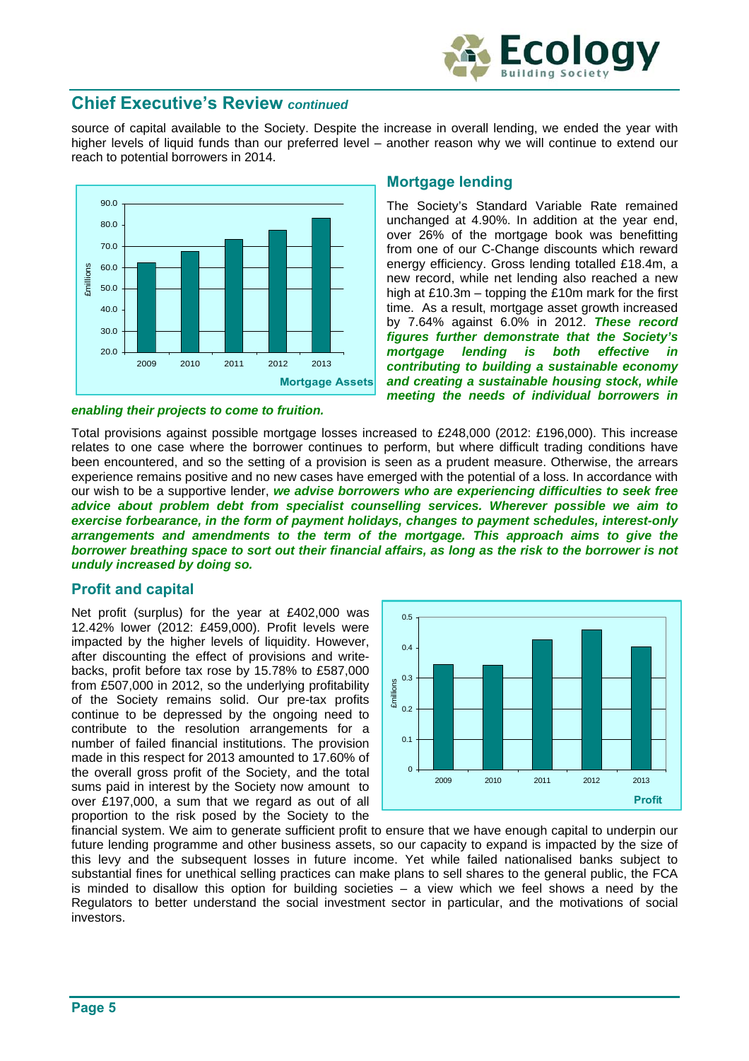## Chief Executive's Review *continued*

source of capital available to the Society. Despite the increase in overall lending, we ended the year with higher levels of liquid funds than our preferred level – another reason why we will continue to extend our reach to potential borrowers in 2014.

### Mortgage lending

The Society's Standard Variable Rate remained unchanged at 4.90%. In addition at the year end, over 26% of the mortgage book was benefitting from one of our C-Change discounts which reward energy efficiency. Gross lending totalled £18.4m, a new record, while net lending also reached a new high at £10.3m – topping the £10m mark for the first time. As a result, mortgage asset growth increased by 7.64% against 6.0% in 2012. ***These record figures further demonstrate that the Society's mortgage lending is both effective in contributing to building a sustainable economy and creating a sustainable housing stock, while meeting the needs of individual borrowers in enabling their projects to come to fruition.***

Total provisions against possible mortgage losses increased to £248,000 (2012: £196,000). This increase relates to one case where the borrower continues to perform, but where difficult trading conditions have been encountered, and so the setting of a provision is seen as a prudent measure. Otherwise, the arrears experience remains positive and no new cases have emerged with the potential of a loss. In accordance with our wish to be a supportive lender, ***we advise borrowers who are experiencing difficulties to seek free advice about problem debt from specialist counselling services. Wherever possible we aim to exercise forbearance, in the form of payment holidays, changes to payment schedules, interest-only arrangements and amendments to the term of the mortgage. This approach aims to give the borrower breathing space to sort out their financial affairs, as long as the risk to the borrower is not unduly increased by doing so.***

### Profit and capital

Net profit (surplus) for the year at £402,000 was 12.42% lower (2012: £459,000). Profit levels were impacted by the higher levels of liquidity. However, after discounting the effect of provisions and write-backs, profit before tax rose by 15.78% to £587,000 from £507,000 in 2012, so the underlying profitability of the Society remains solid. Our pre-tax profits continue to be depressed by the ongoing need to contribute to the resolution arrangements for a number of failed financial institutions. The provision made in this respect for 2013 amounted to 17.60% of the overall gross profit of the Society, and the total sums paid in interest by the Society now amount to over £197,000, a sum that we regard as out of all proportion to the risk posed by the Society to the financial system. We aim to generate sufficient profit to ensure that we have enough capital to underpin our future lending programme and other business assets, so our capacity to expand is impacted by the size of this levy and the subsequent losses in future income. Yet while failed nationalised banks subject to substantial fines for unethical selling practices can make plans to sell shares to the general public, the FCA is minded to disallow this option for building societies – a view which we feel shows a need by the Regulators to better understand the social investment sector in particular, and the motivations of social investors.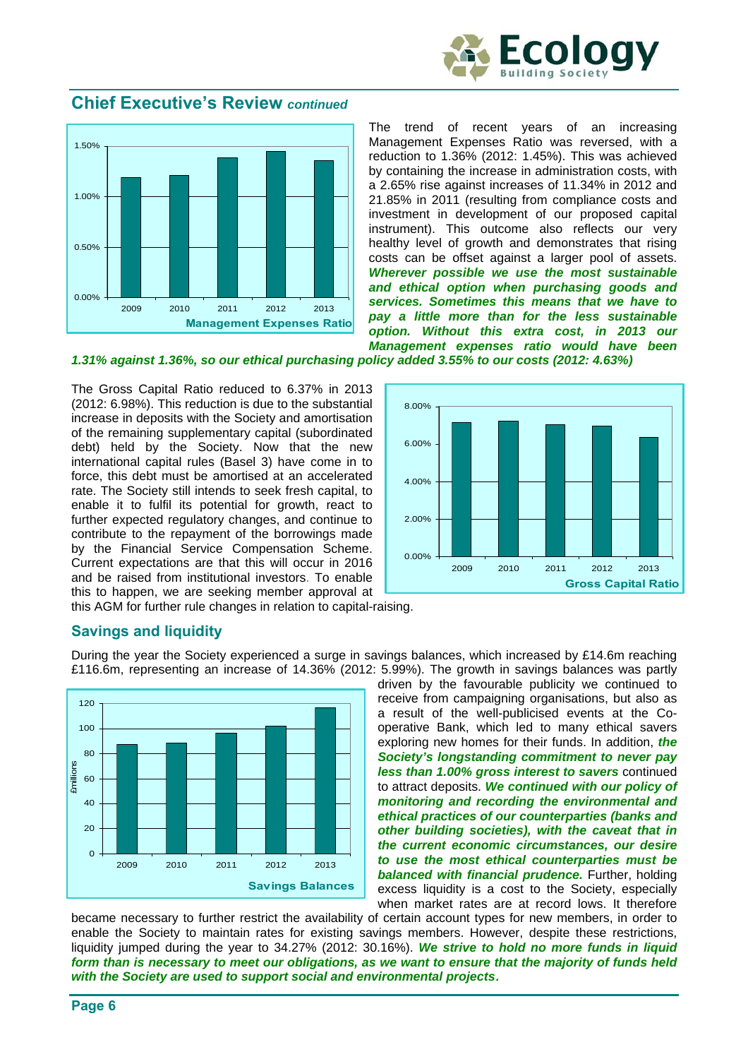## Chief Executive's Review *continued*

The trend of recent years of an increasing Management Expenses Ratio was reversed, with a reduction to 1.36% (2012: 1.45%). This was achieved by containing the increase in administration costs, with a 2.65% rise against increases of 11.34% in 2012 and 21.85% in 2011 (resulting from compliance costs and investment in development of our proposed capital instrument). This outcome also reflects our very healthy level of growth and demonstrates that rising costs can be offset against a larger pool of assets. ***Wherever possible we use the most sustainable and ethical option when purchasing goods and services. Sometimes this means that we have to pay a little more than for the less sustainable option. Without this extra cost, in 2013 our Management expenses ratio would have been 1.31% against 1.36%, so our ethical purchasing policy added 3.55% to our costs (2012: 4.63%)***

The Gross Capital Ratio reduced to 6.37% in 2013 (2012: 6.98%). This reduction is due to the substantial increase in deposits with the Society and amortisation of the remaining supplementary capital (subordinated debt) held by the Society. Now that the new international capital rules (Basel 3) have come in to force, this debt must be amortised at an accelerated rate. The Society still intends to seek fresh capital, to enable it to fulfil its potential for growth, react to further expected regulatory changes, and continue to contribute to the repayment of the borrowings made by the Financial Service Compensation Scheme. Current expectations are that this will occur in 2016 and be raised from institutional investors. To enable this to happen, we are seeking member approval at this AGM for further rule changes in relation to capital-raising.

## Savings and liquidity

During the year the Society experienced a surge in savings balances, which increased by £14.6m reaching £116.6m, representing an increase of 14.36% (2012: 5.99%). The growth in savings balances was partly driven by the favourable publicity we continued to receive from campaigning organisations, but also as a result of the well-publicised events at the Co-operative Bank, which led to many ethical savers exploring new homes for their funds. In addition, ***the Society's longstanding commitment to never pay less than 1.00% gross interest to savers*** continued to attract deposits. ***We continued with our policy of monitoring and recording the environmental and ethical practices of our counterparties (banks and other building societies), with the caveat that in the current economic circumstances, our desire to use the most ethical counterparties must be balanced with financial prudence.*** Further, holding excess liquidity is a cost to the Society, especially when market rates are at record lows. It therefore became necessary to further restrict the availability of certain account types for new members, in order to enable the Society to maintain rates for existing savings members. However, despite these restrictions, liquidity jumped during the year to 34.27% (2012: 30.16%). ***We strive to hold no more funds in liquid form than is necessary to meet our obligations, as we want to ensure that the majority of funds held with the Society are used to support social and environmental projects.***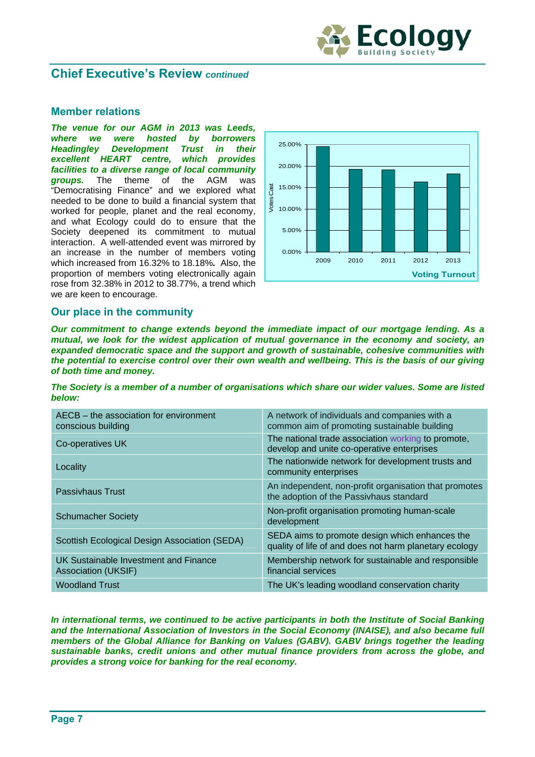## Chief Executive's Review *continued*

### Member relations

***The venue for our AGM in 2013 was Leeds, where we were hosted by borrowers Headingley Development Trust in their excellent HEART centre, which provides facilities to a diverse range of local community groups.*** The theme of the AGM was "Democratising Finance" and we explored what needed to be done to build a financial system that worked for people, planet and the real economy, and what Ecology could do to ensure that the Society deepened its commitment to mutual interaction. A well-attended event was mirrored by an increase in the number of members voting which increased from 16.32% to 18.18%. Also, the proportion of members voting electronically again rose from 32.38% in 2012 to 38.77%, a trend which we are keen to encourage.

### Our place in the community

***Our commitment to change extends beyond the immediate impact of our mortgage lending. As a mutual, we look for the widest application of mutual governance in the economy and society, an expanded democratic space and the support and growth of sustainable, cohesive communities with the potential to exercise control over their own wealth and wellbeing. This is the basis of our giving of both time and money.***

***The Society is a member of a number of organisations which share our wider values. Some are listed below:***

| | |
|---|---|
| AECB – the association for environment conscious building | A network of individuals and companies with a common aim of promoting sustainable building |
| Co-operatives UK | The national trade association working to promote, develop and unite co-operative enterprises |
| Locality | The nationwide network for development trusts and community enterprises |
| Passivhaus Trust | An independent, non-profit organisation that promotes the adoption of the Passivhaus standard |
| Schumacher Society | Non-profit organisation promoting human-scale development |
| Scottish Ecological Design Association (SEDA) | SEDA aims to promote design which enhances the quality of life of and does not harm planetary ecology |
| UK Sustainable Investment and Finance Association (UKSIF) | Membership network for sustainable and responsible financial services |
| Woodland Trust | The UK's leading woodland conservation charity |

***In international terms, we continued to be active participants in both the Institute of Social Banking and the International Association of Investors in the Social Economy (INAISE), and also became full members of the Global Alliance for Banking on Values (GABV). GABV brings together the leading sustainable banks, credit unions and other mutual finance providers from across the globe, and provides a strong voice for banking for the real economy.***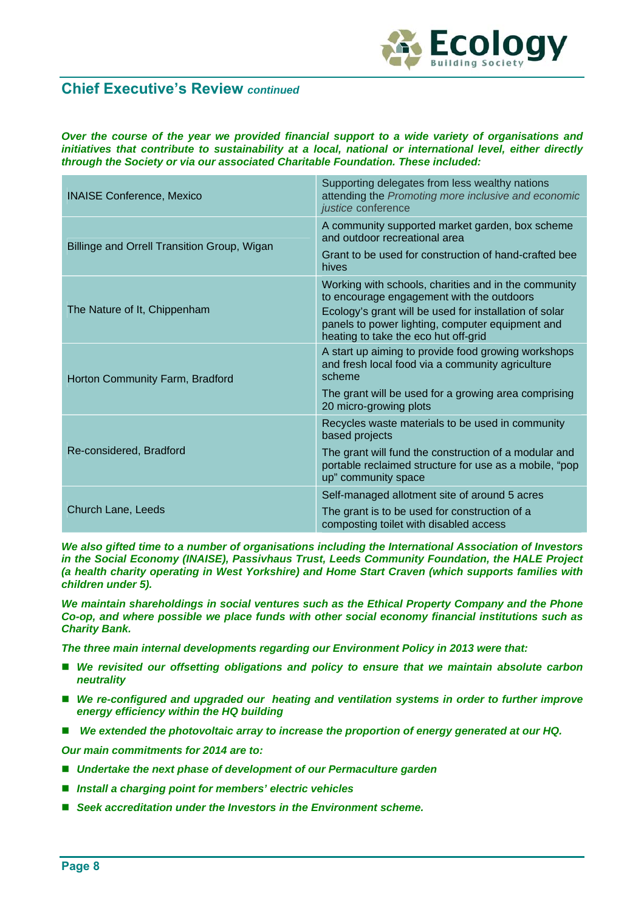## Chief Executive's Review *continued*

***Over the course of the year we provided financial support to a wide variety of organisations and initiatives that contribute to sustainability at a local, national or international level, either directly through the Society or via our associated Charitable Foundation. These included:***

| | |
|---|---|
| INAISE Conference, Mexico | Supporting delegates from less wealthy nations attending the *Promoting more inclusive and economic justice* conference |
| Billinge and Orrell Transition Group, Wigan | A community supported market garden, box scheme and outdoor recreational area<br>Grant to be used for construction of hand-crafted bee hives |
| The Nature of It, Chippenham | Working with schools, charities and in the community to encourage engagement with the outdoors<br>Ecology's grant will be used for installation of solar panels to power lighting, computer equipment and heating to take the eco hut off-grid |
| Horton Community Farm, Bradford | A start up aiming to provide food growing workshops and fresh local food via a community agriculture scheme<br>The grant will be used for a growing area comprising 20 micro-growing plots |
| Re-considered, Bradford | Recycles waste materials to be used in community based projects<br>The grant will fund the construction of a modular and portable reclaimed structure for use as a mobile, "pop up" community space |
| Church Lane, Leeds | Self-managed allotment site of around 5 acres<br>The grant is to be used for construction of a composting toilet with disabled access |

***We also gifted time to a number of organisations including the International Association of Investors in the Social Economy (INAISE), Passivhaus Trust, Leeds Community Foundation, the HALE Project (a health charity operating in West Yorkshire) and Home Start Craven (which supports families with children under 5).***

***We maintain shareholdings in social ventures such as the Ethical Property Company and the Phone Co-op, and where possible we place funds with other social economy financial institutions such as Charity Bank.***

***The three main internal developments regarding our Environment Policy in 2013 were that:***

- ***We revisited our offsetting obligations and policy to ensure that we maintain absolute carbon neutrality***
- ***We re-configured and upgraded our heating and ventilation systems in order to further improve energy efficiency within the HQ building***
- ***We extended the photovoltaic array to increase the proportion of energy generated at our HQ.***

***Our main commitments for 2014 are to:***

- ***Undertake the next phase of development of our Permaculture garden***
- ***Install a charging point for members' electric vehicles***
- ***Seek accreditation under the Investors in the Environment scheme.***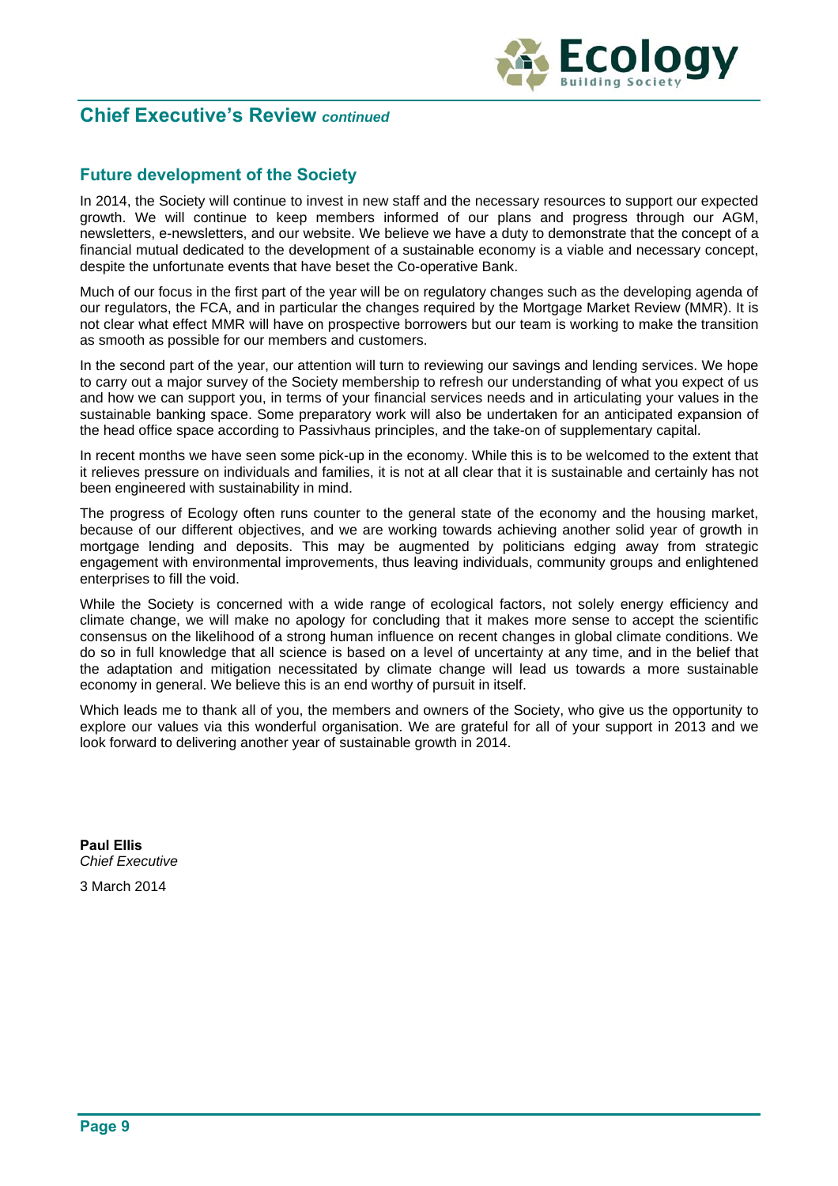## Chief Executive's Review *continued*

### Future development of the Society

In 2014, the Society will continue to invest in new staff and the necessary resources to support our expected growth. We will continue to keep members informed of our plans and progress through our AGM, newsletters, e-newsletters, and our website. We believe we have a duty to demonstrate that the concept of a financial mutual dedicated to the development of a sustainable economy is a viable and necessary concept, despite the unfortunate events that have beset the Co-operative Bank.

Much of our focus in the first part of the year will be on regulatory changes such as the developing agenda of our regulators, the FCA, and in particular the changes required by the Mortgage Market Review (MMR). It is not clear what effect MMR will have on prospective borrowers but our team is working to make the transition as smooth as possible for our members and customers.

In the second part of the year, our attention will turn to reviewing our savings and lending services. We hope to carry out a major survey of the Society membership to refresh our understanding of what you expect of us and how we can support you, in terms of your financial services needs and in articulating your values in the sustainable banking space. Some preparatory work will also be undertaken for an anticipated expansion of the head office space according to Passivhaus principles, and the take-on of supplementary capital.

In recent months we have seen some pick-up in the economy. While this is to be welcomed to the extent that it relieves pressure on individuals and families, it is not at all clear that it is sustainable and certainly has not been engineered with sustainability in mind.

The progress of Ecology often runs counter to the general state of the economy and the housing market, because of our different objectives, and we are working towards achieving another solid year of growth in mortgage lending and deposits. This may be augmented by politicians edging away from strategic engagement with environmental improvements, thus leaving individuals, community groups and enlightened enterprises to fill the void.

While the Society is concerned with a wide range of ecological factors, not solely energy efficiency and climate change, we will make no apology for concluding that it makes more sense to accept the scientific consensus on the likelihood of a strong human influence on recent changes in global climate conditions. We do so in full knowledge that all science is based on a level of uncertainty at any time, and in the belief that the adaptation and mitigation necessitated by climate change will lead us towards a more sustainable economy in general. We believe this is an end worthy of pursuit in itself.

Which leads me to thank all of you, the members and owners of the Society, who give us the opportunity to explore our values via this wonderful organisation. We are grateful for all of your support in 2013 and we look forward to delivering another year of sustainable growth in 2014.

**Paul Ellis**
*Chief Executive*

3 March 2014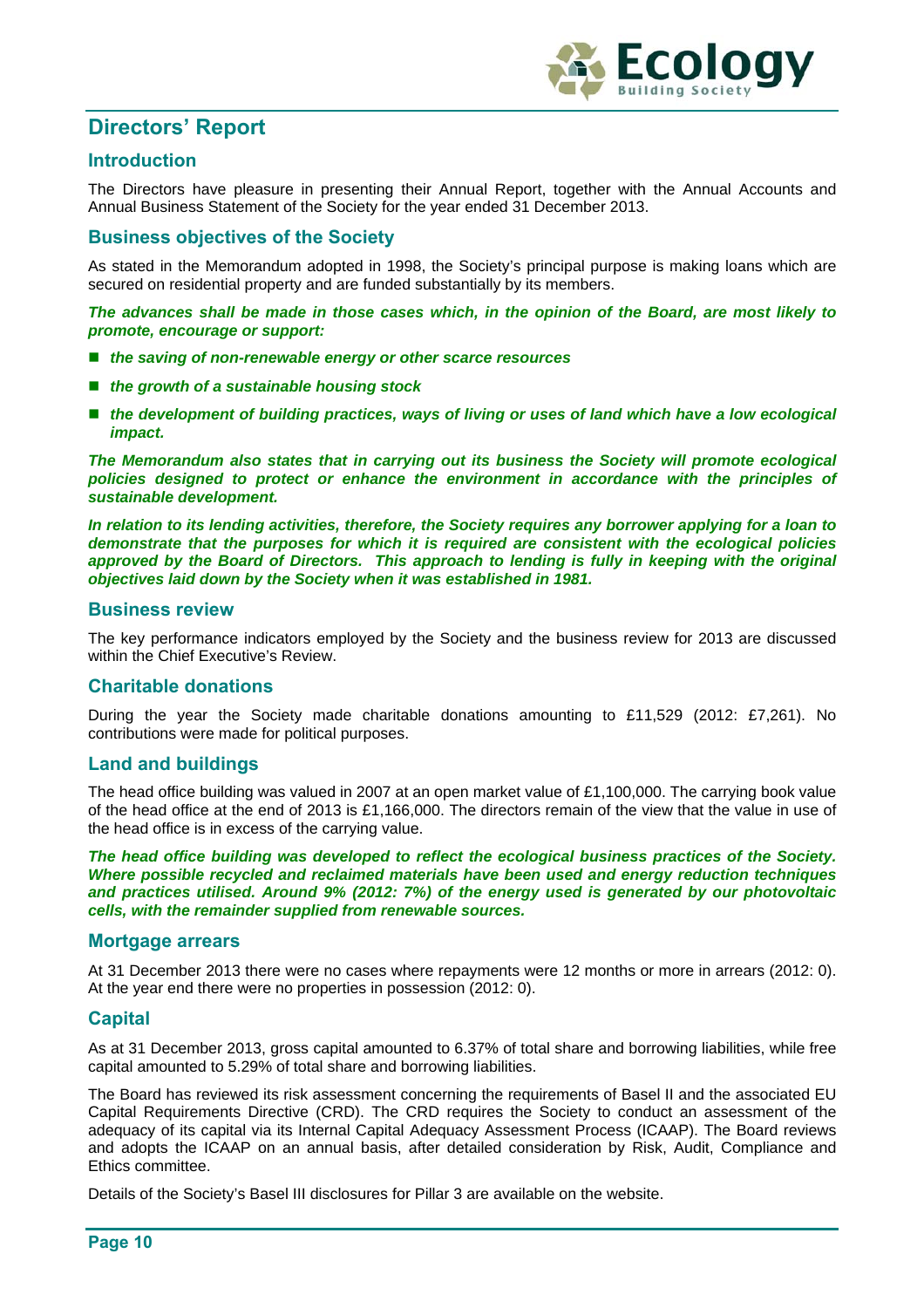# Directors' Report

## Introduction

The Directors have pleasure in presenting their Annual Report, together with the Annual Accounts and Annual Business Statement of the Society for the year ended 31 December 2013.

## Business objectives of the Society

As stated in the Memorandum adopted in 1998, the Society's principal purpose is making loans which are secured on residential property and are funded substantially by its members.

***The advances shall be made in those cases which, in the opinion of the Board, are most likely to promote, encourage or support:***

- ***the saving of non-renewable energy or other scarce resources***
- ***the growth of a sustainable housing stock***
- ***the development of building practices, ways of living or uses of land which have a low ecological impact.***

***The Memorandum also states that in carrying out its business the Society will promote ecological policies designed to protect or enhance the environment in accordance with the principles of sustainable development.***

***In relation to its lending activities, therefore, the Society requires any borrower applying for a loan to demonstrate that the purposes for which it is required are consistent with the ecological policies approved by the Board of Directors. This approach to lending is fully in keeping with the original objectives laid down by the Society when it was established in 1981.***

## Business review

The key performance indicators employed by the Society and the business review for 2013 are discussed within the Chief Executive's Review.

## Charitable donations

During the year the Society made charitable donations amounting to £11,529 (2012: £7,261). No contributions were made for political purposes.

## Land and buildings

The head office building was valued in 2007 at an open market value of £1,100,000. The carrying book value of the head office at the end of 2013 is £1,166,000. The directors remain of the view that the value in use of the head office is in excess of the carrying value.

***The head office building was developed to reflect the ecological business practices of the Society. Where possible recycled and reclaimed materials have been used and energy reduction techniques and practices utilised. Around 9% (2012: 7%) of the energy used is generated by our photovoltaic cells, with the remainder supplied from renewable sources.***

## Mortgage arrears

At 31 December 2013 there were no cases where repayments were 12 months or more in arrears (2012: 0). At the year end there were no properties in possession (2012: 0).

## Capital

As at 31 December 2013, gross capital amounted to 6.37% of total share and borrowing liabilities, while free capital amounted to 5.29% of total share and borrowing liabilities.

The Board has reviewed its risk assessment concerning the requirements of Basel II and the associated EU Capital Requirements Directive (CRD). The CRD requires the Society to conduct an assessment of the adequacy of its capital via its Internal Capital Adequacy Assessment Process (ICAAP). The Board reviews and adopts the ICAAP on an annual basis, after detailed consideration by Risk, Audit, Compliance and Ethics committee.

Details of the Society's Basel III disclosures for Pillar 3 are available on the website.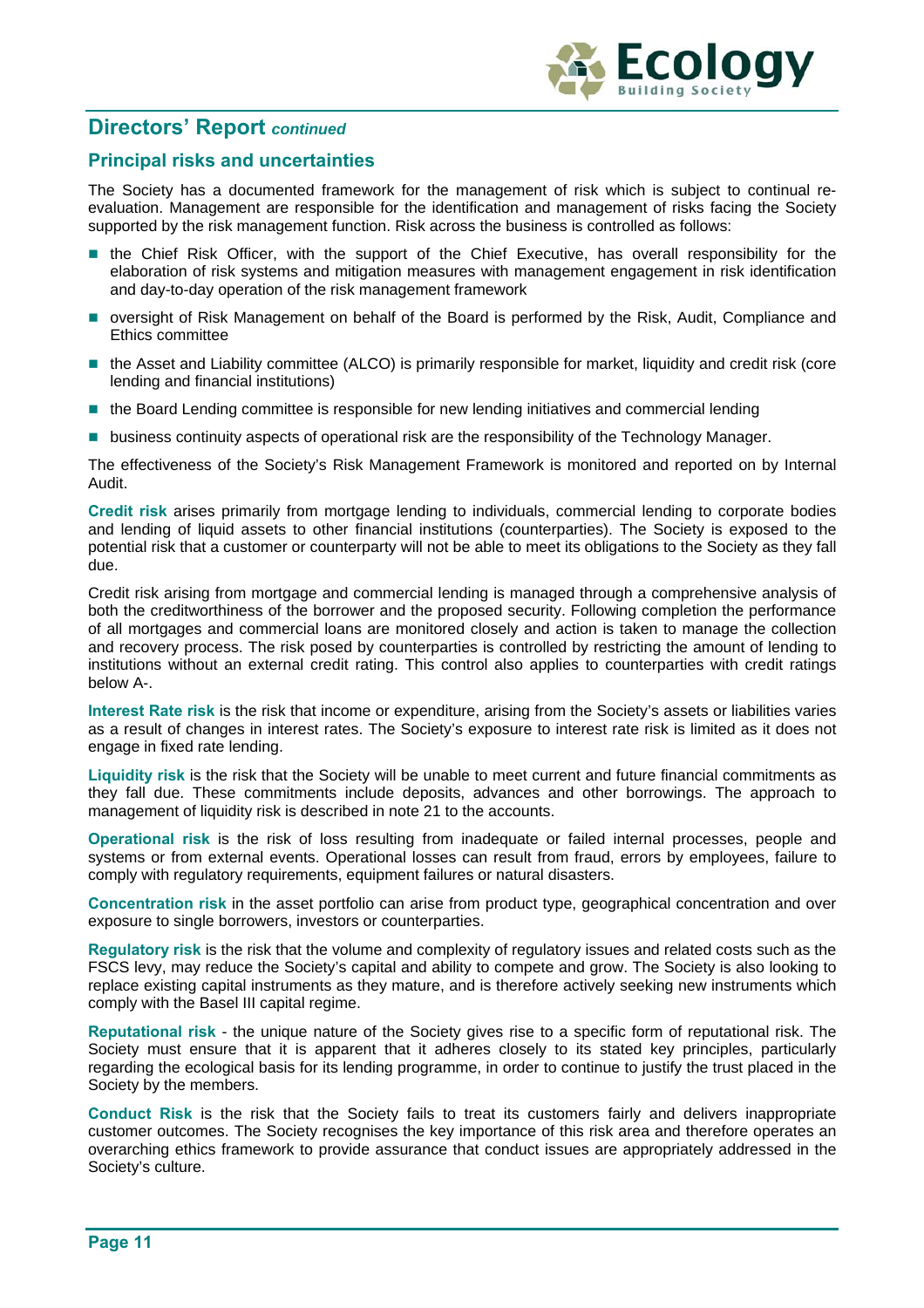## Directors' Report *continued*

### Principal risks and uncertainties

The Society has a documented framework for the management of risk which is subject to continual re-evaluation. Management are responsible for the identification and management of risks facing the Society supported by the risk management function. Risk across the business is controlled as follows:

- the Chief Risk Officer, with the support of the Chief Executive, has overall responsibility for the elaboration of risk systems and mitigation measures with management engagement in risk identification and day-to-day operation of the risk management framework
- oversight of Risk Management on behalf of the Board is performed by the Risk, Audit, Compliance and Ethics committee
- the Asset and Liability committee (ALCO) is primarily responsible for market, liquidity and credit risk (core lending and financial institutions)
- the Board Lending committee is responsible for new lending initiatives and commercial lending
- business continuity aspects of operational risk are the responsibility of the Technology Manager.

The effectiveness of the Society's Risk Management Framework is monitored and reported on by Internal Audit.

**Credit risk** arises primarily from mortgage lending to individuals, commercial lending to corporate bodies and lending of liquid assets to other financial institutions (counterparties). The Society is exposed to the potential risk that a customer or counterparty will not be able to meet its obligations to the Society as they fall due.

Credit risk arising from mortgage and commercial lending is managed through a comprehensive analysis of both the creditworthiness of the borrower and the proposed security. Following completion the performance of all mortgages and commercial loans are monitored closely and action is taken to manage the collection and recovery process. The risk posed by counterparties is controlled by restricting the amount of lending to institutions without an external credit rating. This control also applies to counterparties with credit ratings below A-.

**Interest Rate risk** is the risk that income or expenditure, arising from the Society's assets or liabilities varies as a result of changes in interest rates. The Society's exposure to interest rate risk is limited as it does not engage in fixed rate lending.

**Liquidity risk** is the risk that the Society will be unable to meet current and future financial commitments as they fall due. These commitments include deposits, advances and other borrowings. The approach to management of liquidity risk is described in note 21 to the accounts.

**Operational risk** is the risk of loss resulting from inadequate or failed internal processes, people and systems or from external events. Operational losses can result from fraud, errors by employees, failure to comply with regulatory requirements, equipment failures or natural disasters.

**Concentration risk** in the asset portfolio can arise from product type, geographical concentration and over exposure to single borrowers, investors or counterparties.

**Regulatory risk** is the risk that the volume and complexity of regulatory issues and related costs such as the FSCS levy, may reduce the Society's capital and ability to compete and grow. The Society is also looking to replace existing capital instruments as they mature, and is therefore actively seeking new instruments which comply with the Basel III capital regime.

**Reputational risk** - the unique nature of the Society gives rise to a specific form of reputational risk. The Society must ensure that it is apparent that it adheres closely to its stated key principles, particularly regarding the ecological basis for its lending programme, in order to continue to justify the trust placed in the Society by the members.

**Conduct Risk** is the risk that the Society fails to treat its customers fairly and delivers inappropriate customer outcomes. The Society recognises the key importance of this risk area and therefore operates an overarching ethics framework to provide assurance that conduct issues are appropriately addressed in the Society's culture.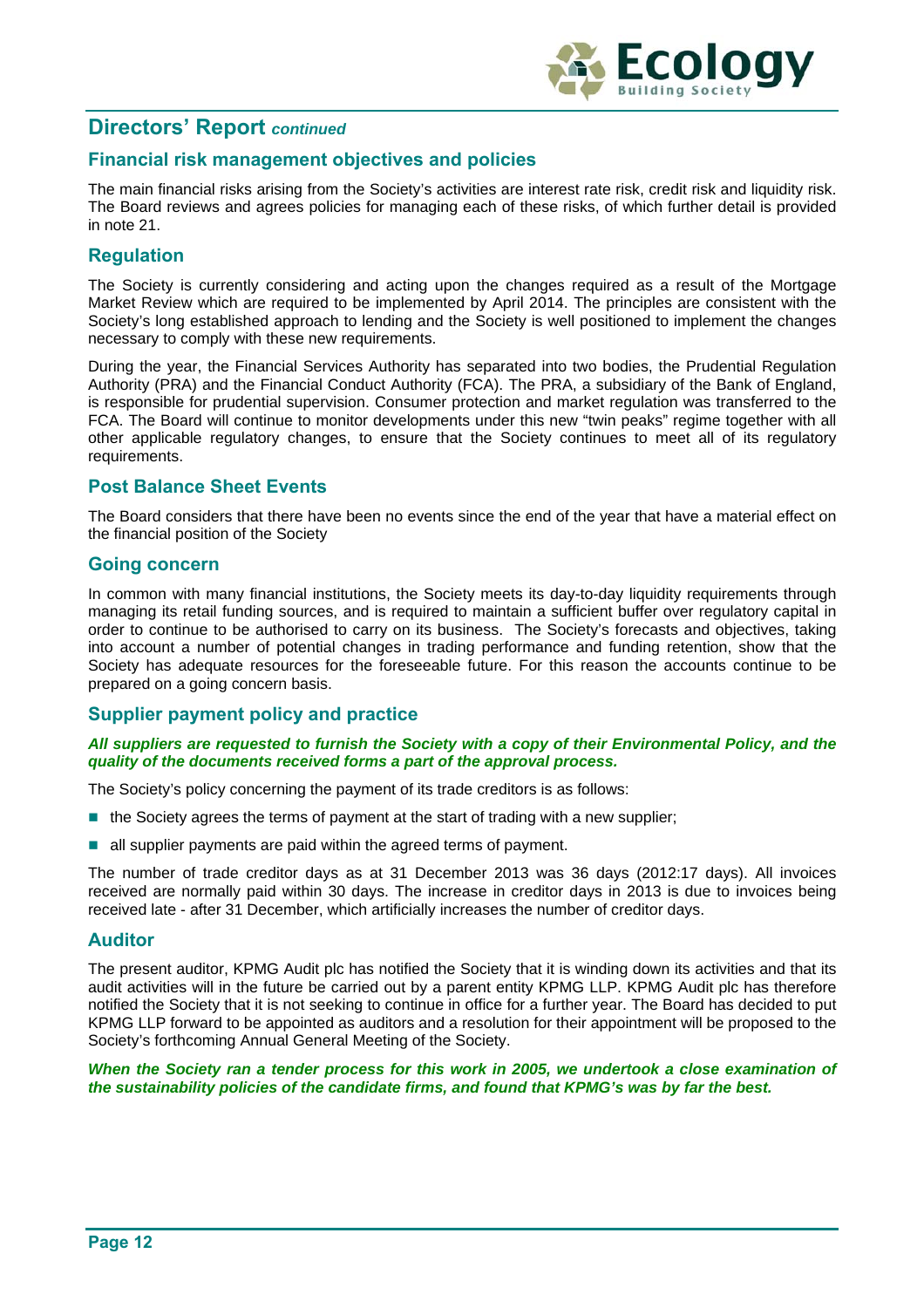## Directors' Report *continued*

### Financial risk management objectives and policies

The main financial risks arising from the Society's activities are interest rate risk, credit risk and liquidity risk. The Board reviews and agrees policies for managing each of these risks, of which further detail is provided in note 21.

### Regulation

The Society is currently considering and acting upon the changes required as a result of the Mortgage Market Review which are required to be implemented by April 2014. The principles are consistent with the Society's long established approach to lending and the Society is well positioned to implement the changes necessary to comply with these new requirements.

During the year, the Financial Services Authority has separated into two bodies, the Prudential Regulation Authority (PRA) and the Financial Conduct Authority (FCA). The PRA, a subsidiary of the Bank of England, is responsible for prudential supervision. Consumer protection and market regulation was transferred to the FCA. The Board will continue to monitor developments under this new "twin peaks" regime together with all other applicable regulatory changes, to ensure that the Society continues to meet all of its regulatory requirements.

### Post Balance Sheet Events

The Board considers that there have been no events since the end of the year that have a material effect on the financial position of the Society

### Going concern

In common with many financial institutions, the Society meets its day-to-day liquidity requirements through managing its retail funding sources, and is required to maintain a sufficient buffer over regulatory capital in order to continue to be authorised to carry on its business. The Society's forecasts and objectives, taking into account a number of potential changes in trading performance and funding retention, show that the Society has adequate resources for the foreseeable future. For this reason the accounts continue to be prepared on a going concern basis.

### Supplier payment policy and practice

***All suppliers are requested to furnish the Society with a copy of their Environmental Policy, and the quality of the documents received forms a part of the approval process.***

The Society's policy concerning the payment of its trade creditors is as follows:

- the Society agrees the terms of payment at the start of trading with a new supplier;
- all supplier payments are paid within the agreed terms of payment.

The number of trade creditor days as at 31 December 2013 was 36 days (2012:17 days). All invoices received are normally paid within 30 days. The increase in creditor days in 2013 is due to invoices being received late - after 31 December, which artificially increases the number of creditor days.

### Auditor

The present auditor, KPMG Audit plc has notified the Society that it is winding down its activities and that its audit activities will in the future be carried out by a parent entity KPMG LLP. KPMG Audit plc has therefore notified the Society that it is not seeking to continue in office for a further year. The Board has decided to put KPMG LLP forward to be appointed as auditors and a resolution for their appointment will be proposed to the Society's forthcoming Annual General Meeting of the Society.

***When the Society ran a tender process for this work in 2005, we undertook a close examination of the sustainability policies of the candidate firms, and found that KPMG's was by far the best.***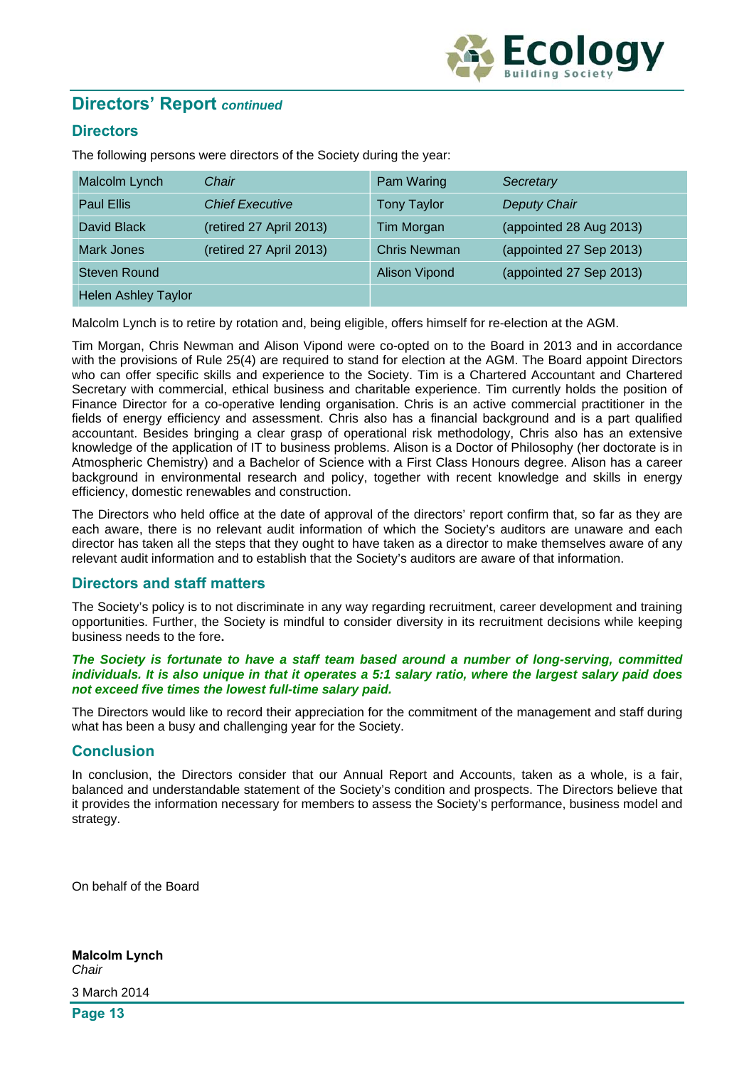## Directors' Report *continued*

### Directors

The following persons were directors of the Society during the year:

| | | | |
|---|---|---|---|
| Malcolm Lynch | *Chair* | Pam Waring | *Secretary* |
| Paul Ellis | *Chief Executive* | Tony Taylor | *Deputy Chair* |
| David Black | (retired 27 April 2013) | Tim Morgan | (appointed 28 Aug 2013) |
| Mark Jones | (retired 27 April 2013) | Chris Newman | (appointed 27 Sep 2013) |
| Steven Round | | Alison Vipond | (appointed 27 Sep 2013) |
| Helen Ashley Taylor | | | |

Malcolm Lynch is to retire by rotation and, being eligible, offers himself for re-election at the AGM.

Tim Morgan, Chris Newman and Alison Vipond were co-opted on to the Board in 2013 and in accordance with the provisions of Rule 25(4) are required to stand for election at the AGM. The Board appoint Directors who can offer specific skills and experience to the Society. Tim is a Chartered Accountant and Chartered Secretary with commercial, ethical business and charitable experience. Tim currently holds the position of Finance Director for a co-operative lending organisation. Chris is an active commercial practitioner in the fields of energy efficiency and assessment. Chris also has a financial background and is a part qualified accountant. Besides bringing a clear grasp of operational risk methodology, Chris also has an extensive knowledge of the application of IT to business problems. Alison is a Doctor of Philosophy (her doctorate is in Atmospheric Chemistry) and a Bachelor of Science with a First Class Honours degree. Alison has a career background in environmental research and policy, together with recent knowledge and skills in energy efficiency, domestic renewables and construction.

The Directors who held office at the date of approval of the directors' report confirm that, so far as they are each aware, there is no relevant audit information of which the Society's auditors are unaware and each director has taken all the steps that they ought to have taken as a director to make themselves aware of any relevant audit information and to establish that the Society's auditors are aware of that information.

### Directors and staff matters

The Society's policy is to not discriminate in any way regarding recruitment, career development and training opportunities. Further, the Society is mindful to consider diversity in its recruitment decisions while keeping business needs to the fore.

***The Society is fortunate to have a staff team based around a number of long-serving, committed individuals. It is also unique in that it operates a 5:1 salary ratio, where the largest salary paid does not exceed five times the lowest full-time salary paid.***

The Directors would like to record their appreciation for the commitment of the management and staff during what has been a busy and challenging year for the Society.

### Conclusion

In conclusion, the Directors consider that our Annual Report and Accounts, taken as a whole, is a fair, balanced and understandable statement of the Society's condition and prospects. The Directors believe that it provides the information necessary for members to assess the Society's performance, business model and strategy.

On behalf of the Board

**Malcolm Lynch**
*Chair*

3 March 2014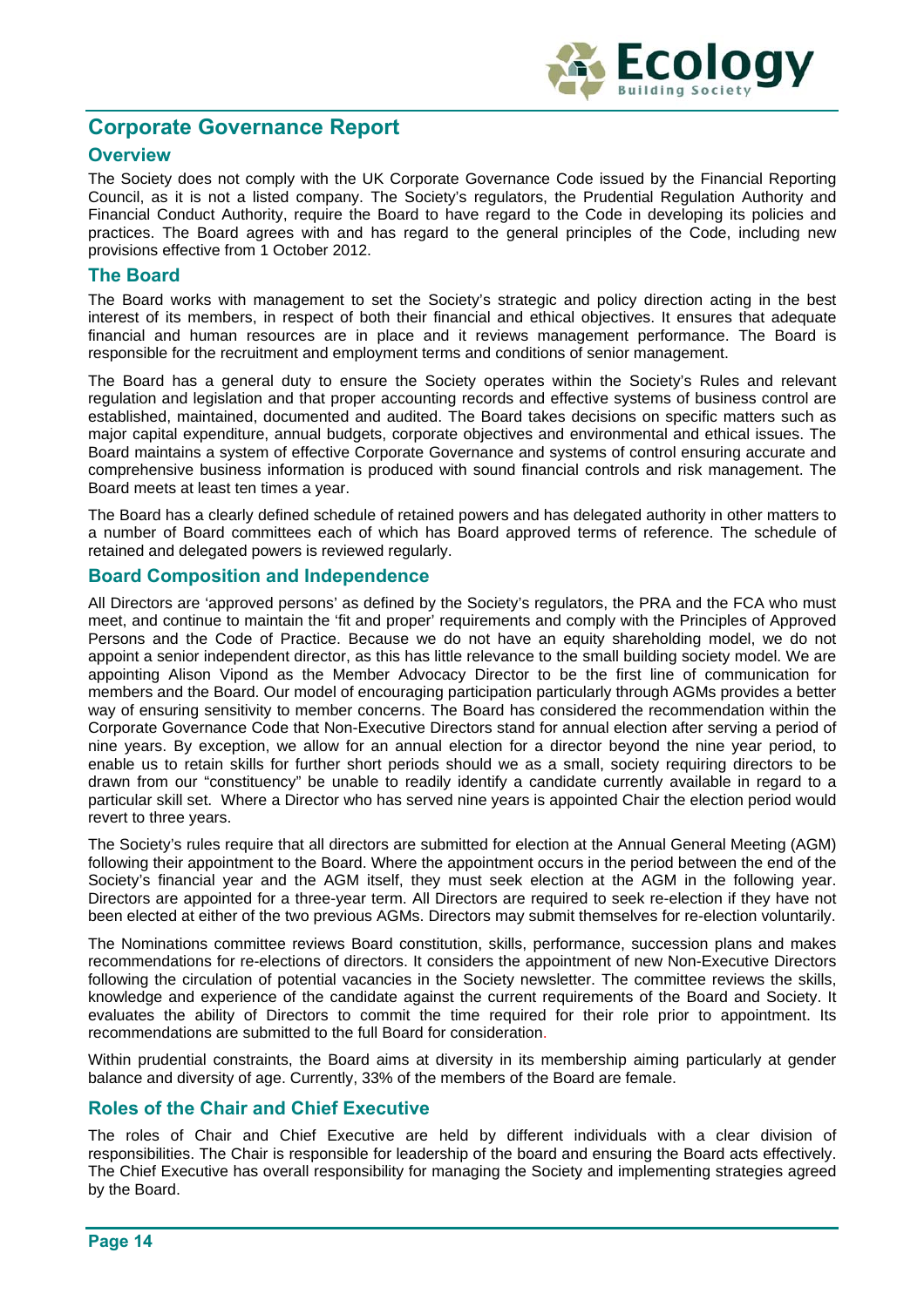# Corporate Governance Report

## Overview

The Society does not comply with the UK Corporate Governance Code issued by the Financial Reporting Council, as it is not a listed company. The Society's regulators, the Prudential Regulation Authority and Financial Conduct Authority, require the Board to have regard to the Code in developing its policies and practices. The Board agrees with and has regard to the general principles of the Code, including new provisions effective from 1 October 2012.

## The Board

The Board works with management to set the Society's strategic and policy direction acting in the best interest of its members, in respect of both their financial and ethical objectives. It ensures that adequate financial and human resources are in place and it reviews management performance. The Board is responsible for the recruitment and employment terms and conditions of senior management.

The Board has a general duty to ensure the Society operates within the Society's Rules and relevant regulation and legislation and that proper accounting records and effective systems of business control are established, maintained, documented and audited. The Board takes decisions on specific matters such as major capital expenditure, annual budgets, corporate objectives and environmental and ethical issues. The Board maintains a system of effective Corporate Governance and systems of control ensuring accurate and comprehensive business information is produced with sound financial controls and risk management. The Board meets at least ten times a year.

The Board has a clearly defined schedule of retained powers and has delegated authority in other matters to a number of Board committees each of which has Board approved terms of reference. The schedule of retained and delegated powers is reviewed regularly.

## Board Composition and Independence

All Directors are 'approved persons' as defined by the Society's regulators, the PRA and the FCA who must meet, and continue to maintain the 'fit and proper' requirements and comply with the Principles of Approved Persons and the Code of Practice. Because we do not have an equity shareholding model, we do not appoint a senior independent director, as this has little relevance to the small building society model. We are appointing Alison Vipond as the Member Advocacy Director to be the first line of communication for members and the Board. Our model of encouraging participation particularly through AGMs provides a better way of ensuring sensitivity to member concerns. The Board has considered the recommendation within the Corporate Governance Code that Non-Executive Directors stand for annual election after serving a period of nine years. By exception, we allow for an annual election for a director beyond the nine year period, to enable us to retain skills for further short periods should we as a small, society requiring directors to be drawn from our "constituency" be unable to readily identify a candidate currently available in regard to a particular skill set. Where a Director who has served nine years is appointed Chair the election period would revert to three years.

The Society's rules require that all directors are submitted for election at the Annual General Meeting (AGM) following their appointment to the Board. Where the appointment occurs in the period between the end of the Society's financial year and the AGM itself, they must seek election at the AGM in the following year. Directors are appointed for a three-year term. All Directors are required to seek re-election if they have not been elected at either of the two previous AGMs. Directors may submit themselves for re-election voluntarily.

The Nominations committee reviews Board constitution, skills, performance, succession plans and makes recommendations for re-elections of directors. It considers the appointment of new Non-Executive Directors following the circulation of potential vacancies in the Society newsletter. The committee reviews the skills, knowledge and experience of the candidate against the current requirements of the Board and Society. It evaluates the ability of Directors to commit the time required for their role prior to appointment. Its recommendations are submitted to the full Board for consideration.

Within prudential constraints, the Board aims at diversity in its membership aiming particularly at gender balance and diversity of age. Currently, 33% of the members of the Board are female.

## Roles of the Chair and Chief Executive

The roles of Chair and Chief Executive are held by different individuals with a clear division of responsibilities. The Chair is responsible for leadership of the board and ensuring the Board acts effectively. The Chief Executive has overall responsibility for managing the Society and implementing strategies agreed by the Board.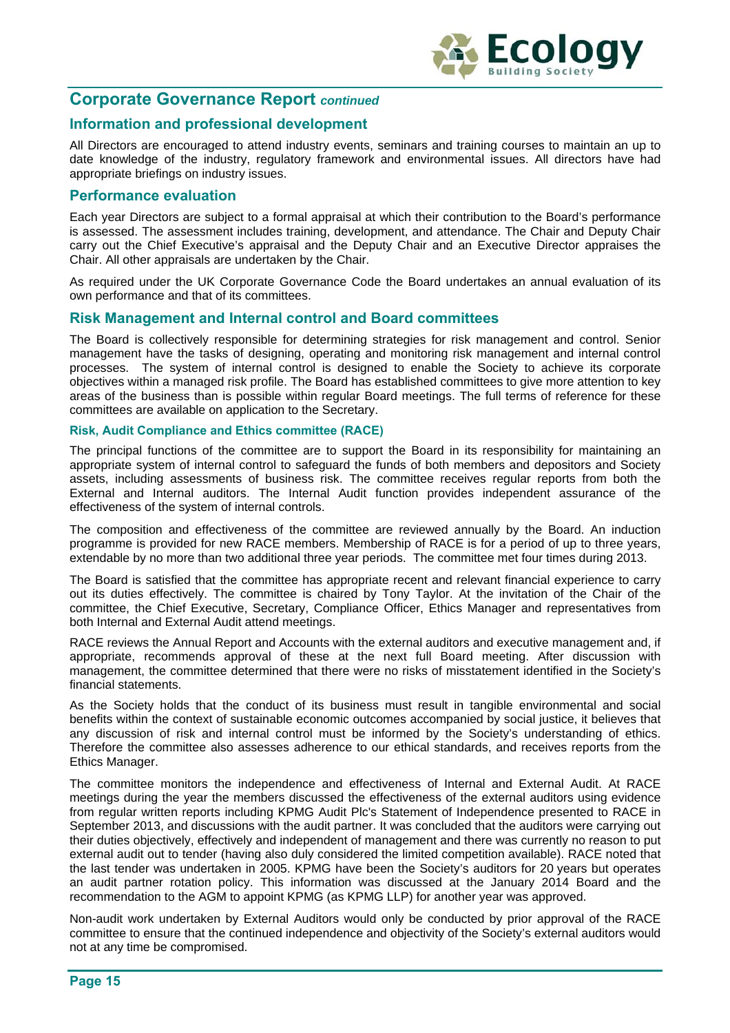## Corporate Governance Report *continued*

### Information and professional development

All Directors are encouraged to attend industry events, seminars and training courses to maintain an up to date knowledge of the industry, regulatory framework and environmental issues. All directors have had appropriate briefings on industry issues.

### Performance evaluation

Each year Directors are subject to a formal appraisal at which their contribution to the Board's performance is assessed. The assessment includes training, development, and attendance. The Chair and Deputy Chair carry out the Chief Executive's appraisal and the Deputy Chair and an Executive Director appraises the Chair. All other appraisals are undertaken by the Chair.

As required under the UK Corporate Governance Code the Board undertakes an annual evaluation of its own performance and that of its committees.

### Risk Management and Internal control and Board committees

The Board is collectively responsible for determining strategies for risk management and control. Senior management have the tasks of designing, operating and monitoring risk management and internal control processes. The system of internal control is designed to enable the Society to achieve its corporate objectives within a managed risk profile. The Board has established committees to give more attention to key areas of the business than is possible within regular Board meetings. The full terms of reference for these committees are available on application to the Secretary.

#### Risk, Audit Compliance and Ethics committee (RACE)

The principal functions of the committee are to support the Board in its responsibility for maintaining an appropriate system of internal control to safeguard the funds of both members and depositors and Society assets, including assessments of business risk. The committee receives regular reports from both the External and Internal auditors. The Internal Audit function provides independent assurance of the effectiveness of the system of internal controls.

The composition and effectiveness of the committee are reviewed annually by the Board. An induction programme is provided for new RACE members. Membership of RACE is for a period of up to three years, extendable by no more than two additional three year periods. The committee met four times during 2013.

The Board is satisfied that the committee has appropriate recent and relevant financial experience to carry out its duties effectively. The committee is chaired by Tony Taylor. At the invitation of the Chair of the committee, the Chief Executive, Secretary, Compliance Officer, Ethics Manager and representatives from both Internal and External Audit attend meetings.

RACE reviews the Annual Report and Accounts with the external auditors and executive management and, if appropriate, recommends approval of these at the next full Board meeting. After discussion with management, the committee determined that there were no risks of misstatement identified in the Society's financial statements.

As the Society holds that the conduct of its business must result in tangible environmental and social benefits within the context of sustainable economic outcomes accompanied by social justice, it believes that any discussion of risk and internal control must be informed by the Society's understanding of ethics. Therefore the committee also assesses adherence to our ethical standards, and receives reports from the Ethics Manager.

The committee monitors the independence and effectiveness of Internal and External Audit. At RACE meetings during the year the members discussed the effectiveness of the external auditors using evidence from regular written reports including KPMG Audit Plc's Statement of Independence presented to RACE in September 2013, and discussions with the audit partner. It was concluded that the auditors were carrying out their duties objectively, effectively and independent of management and there was currently no reason to put external audit out to tender (having also duly considered the limited competition available). RACE noted that the last tender was undertaken in 2005. KPMG have been the Society's auditors for 20 years but operates an audit partner rotation policy. This information was discussed at the January 2014 Board and the recommendation to the AGM to appoint KPMG (as KPMG LLP) for another year was approved.

Non-audit work undertaken by External Auditors would only be conducted by prior approval of the RACE committee to ensure that the continued independence and objectivity of the Society's external auditors would not at any time be compromised.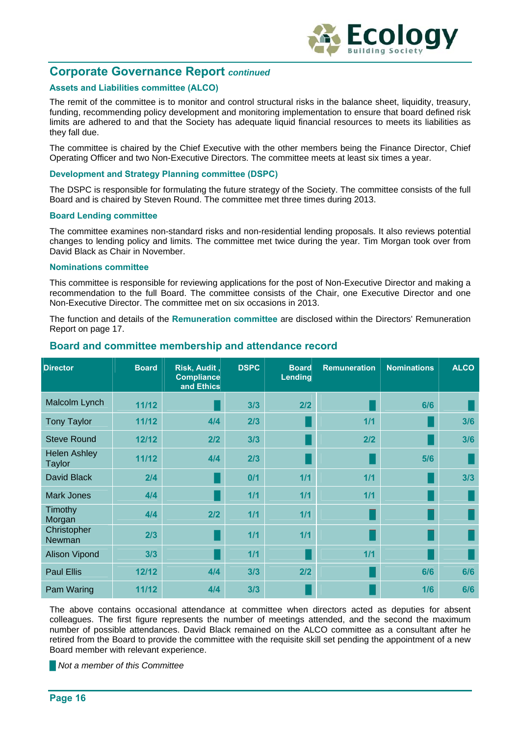## Corporate Governance Report *continued*

### Assets and Liabilities committee (ALCO)

The remit of the committee is to monitor and control structural risks in the balance sheet, liquidity, treasury, funding, recommending policy development and monitoring implementation to ensure that board defined risk limits are adhered to and that the Society has adequate liquid financial resources to meets its liabilities as they fall due.

The committee is chaired by the Chief Executive with the other members being the Finance Director, Chief Operating Officer and two Non-Executive Directors. The committee meets at least six times a year.

### Development and Strategy Planning committee (DSPC)

The DSPC is responsible for formulating the future strategy of the Society. The committee consists of the full Board and is chaired by Steven Round. The committee met three times during 2013.

### Board Lending committee

The committee examines non-standard risks and non-residential lending proposals. It also reviews potential changes to lending policy and limits. The committee met twice during the year. Tim Morgan took over from David Black as Chair in November.

### Nominations committee

This committee is responsible for reviewing applications for the post of Non-Executive Director and making a recommendation to the full Board. The committee consists of the Chair, one Executive Director and one Non-Executive Director. The committee met on six occasions in 2013.

The function and details of the **Remuneration committee** are disclosed within the Directors' Remuneration Report on page 17.

## Board and committee membership and attendance record

| Director | Board | Risk, Audit, Compliance and Ethics | DSPC | Board Lending | Remuneration | Nominations | ALCO |
|---|---|---|---|---|---|---|---|
| Malcolm Lynch | 11/12 | ▮ | 3/3 | 2/2 | ▮ | 6/6 | ▮ |
| Tony Taylor | 11/12 | 4/4 | 2/3 | ▮ | 1/1 | ▮ | 3/6 |
| Steve Round | 12/12 | 2/2 | 3/3 | ▮ | 2/2 | ▮ | 3/6 |
| Helen Ashley Taylor | 11/12 | 4/4 | 2/3 | ▮ | ▮ | 5/6 | ▮ |
| David Black | 2/4 | ▮ | 0/1 | 1/1 | 1/1 | ▮ | 3/3 |
| Mark Jones | 4/4 | ▮ | 1/1 | 1/1 | 1/1 | ▮ | ▮ |
| Timothy Morgan | 4/4 | 2/2 | 1/1 | 1/1 | ▮ | ▮ | ▮ |
| Christopher Newman | 2/3 | ▮ | 1/1 | 1/1 | ▮ | ▮ | ▮ |
| Alison Vipond | 3/3 | ▮ | 1/1 | ▮ | 1/1 | ▮ | ▮ |
| Paul Ellis | 12/12 | 4/4 | 3/3 | 2/2 | ▮ | 6/6 | 6/6 |
| Pam Waring | 11/12 | 4/4 | 3/3 | ▮ | ▮ | 1/6 | 6/6 |

The above contains occasional attendance at committee when directors acted as deputies for absent colleagues. The first figure represents the number of meetings attended, and the second the maximum number of possible attendances. David Black remained on the ALCO committee as a consultant after he retired from the Board to provide the committee with the requisite skill set pending the appointment of a new Board member with relevant experience.

▮ *Not a member of this Committee*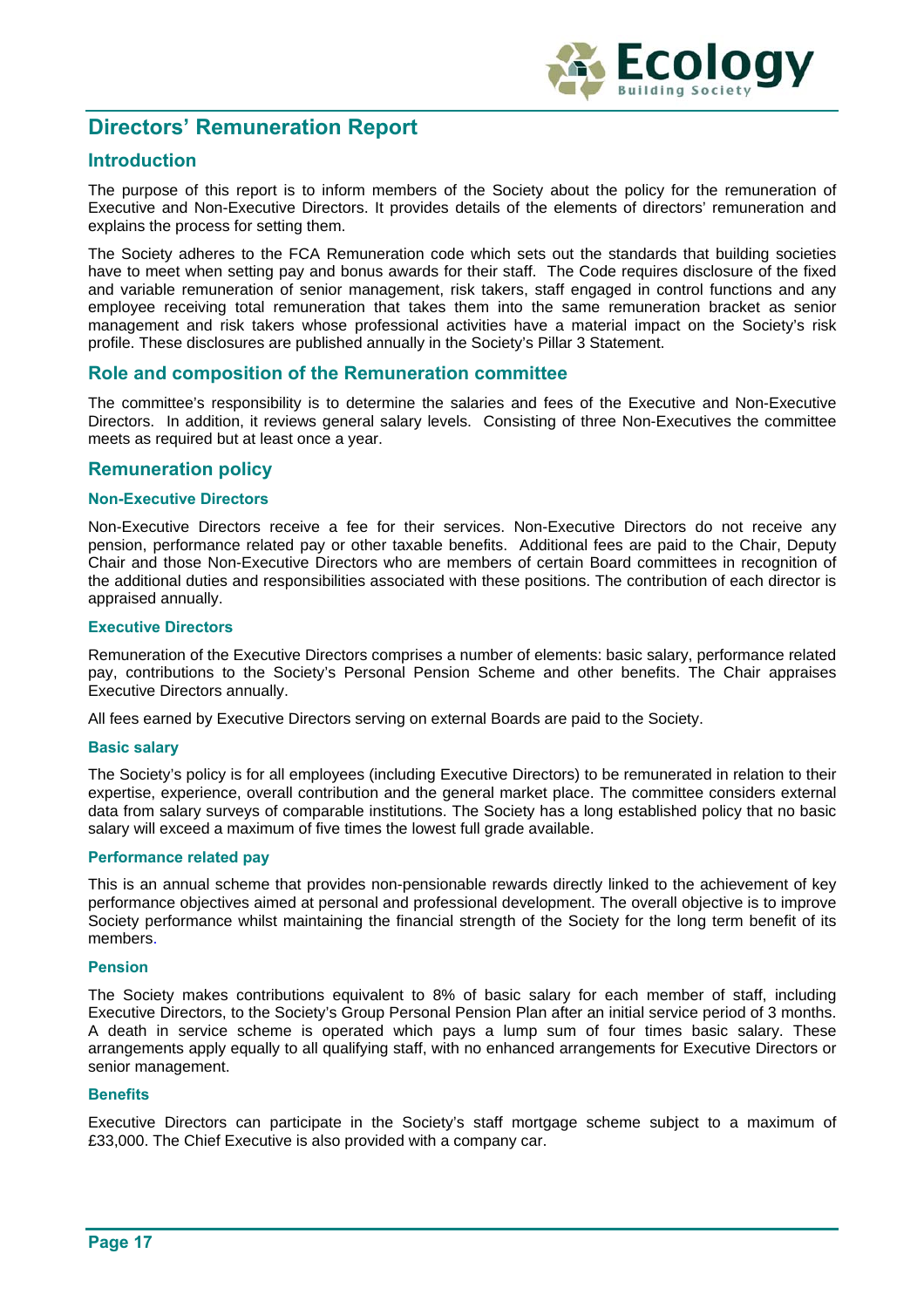# Directors' Remuneration Report

## Introduction

The purpose of this report is to inform members of the Society about the policy for the remuneration of Executive and Non-Executive Directors. It provides details of the elements of directors' remuneration and explains the process for setting them.

The Society adheres to the FCA Remuneration code which sets out the standards that building societies have to meet when setting pay and bonus awards for their staff. The Code requires disclosure of the fixed and variable remuneration of senior management, risk takers, staff engaged in control functions and any employee receiving total remuneration that takes them into the same remuneration bracket as senior management and risk takers whose professional activities have a material impact on the Society's risk profile. These disclosures are published annually in the Society's Pillar 3 Statement.

## Role and composition of the Remuneration committee

The committee's responsibility is to determine the salaries and fees of the Executive and Non-Executive Directors. In addition, it reviews general salary levels. Consisting of three Non-Executives the committee meets as required but at least once a year.

## Remuneration policy

### Non-Executive Directors

Non-Executive Directors receive a fee for their services. Non-Executive Directors do not receive any pension, performance related pay or other taxable benefits. Additional fees are paid to the Chair, Deputy Chair and those Non-Executive Directors who are members of certain Board committees in recognition of the additional duties and responsibilities associated with these positions. The contribution of each director is appraised annually.

### Executive Directors

Remuneration of the Executive Directors comprises a number of elements: basic salary, performance related pay, contributions to the Society's Personal Pension Scheme and other benefits. The Chair appraises Executive Directors annually.

All fees earned by Executive Directors serving on external Boards are paid to the Society.

### Basic salary

The Society's policy is for all employees (including Executive Directors) to be remunerated in relation to their expertise, experience, overall contribution and the general market place. The committee considers external data from salary surveys of comparable institutions. The Society has a long established policy that no basic salary will exceed a maximum of five times the lowest full grade available.

### Performance related pay

This is an annual scheme that provides non-pensionable rewards directly linked to the achievement of key performance objectives aimed at personal and professional development. The overall objective is to improve Society performance whilst maintaining the financial strength of the Society for the long term benefit of its members.

### Pension

The Society makes contributions equivalent to 8% of basic salary for each member of staff, including Executive Directors, to the Society's Group Personal Pension Plan after an initial service period of 3 months. A death in service scheme is operated which pays a lump sum of four times basic salary. These arrangements apply equally to all qualifying staff, with no enhanced arrangements for Executive Directors or senior management.

### Benefits

Executive Directors can participate in the Society's staff mortgage scheme subject to a maximum of £33,000. The Chief Executive is also provided with a company car.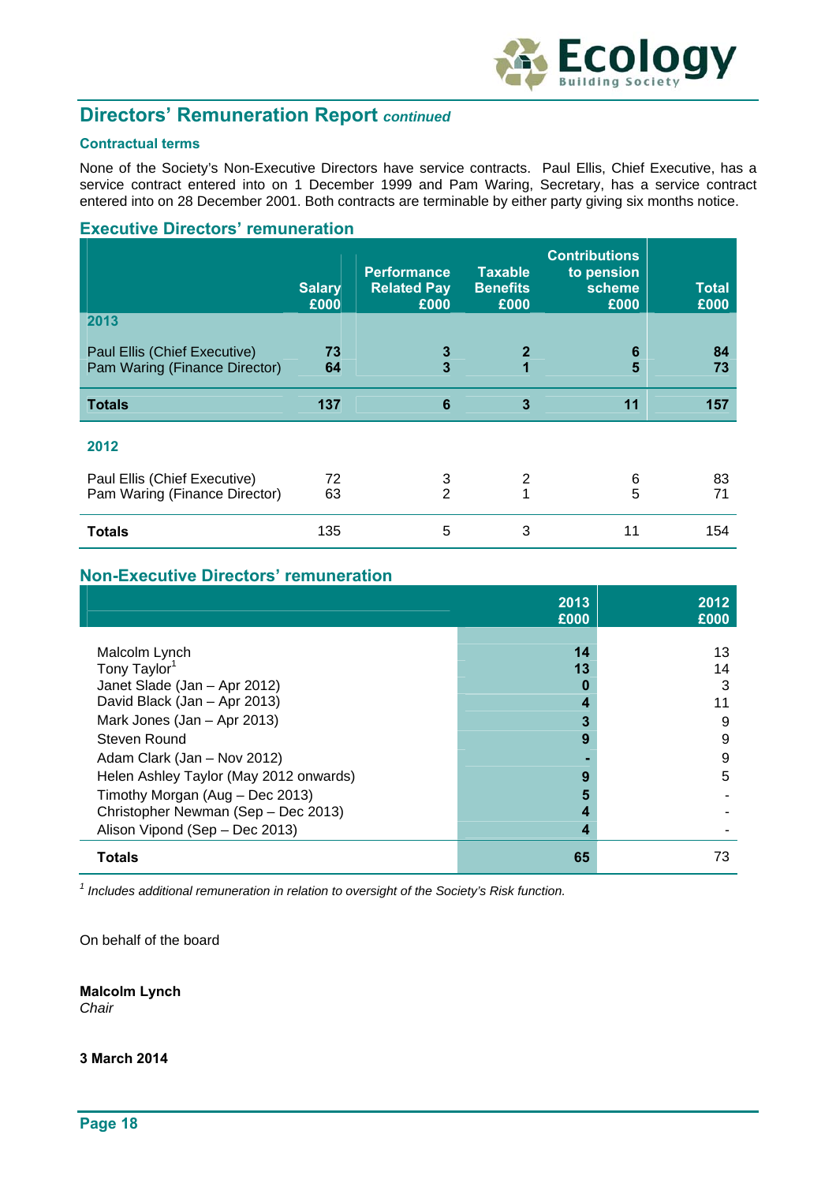## Directors' Remuneration Report *continued*

### Contractual terms

None of the Society's Non-Executive Directors have service contracts. Paul Ellis, Chief Executive, has a service contract entered into on 1 December 1999 and Pam Waring, Secretary, has a service contract entered into on 28 December 2001. Both contracts are terminable by either party giving six months notice.

### Executive Directors' remuneration

| | Salary £000 | Performance Related Pay £000 | Taxable Benefits £000 | Contributions to pension scheme £000 | Total £000 |
|---|---|---|---|---|---|
| **2013** | | | | | |
| Paul Ellis (Chief Executive) | **73** | **3** | **2** | **6** | **84** |
| Pam Waring (Finance Director) | **64** | **3** | **1** | **5** | **73** |
| **Totals** | **137** | **6** | **3** | **11** | **157** |
| **2012** | | | | | |
| Paul Ellis (Chief Executive) | 72 | 3 | 2 | 6 | 83 |
| Pam Waring (Finance Director) | 63 | 2 | 1 | 5 | 71 |
| **Totals** | 135 | 5 | 3 | 11 | 154 |

### Non-Executive Directors' remuneration

| | 2013 £000 | 2012 £000 |
|---|---|---|
| Malcolm Lynch | **14** | 13 |
| Tony Taylor[1] | **13** | 14 |
| Janet Slade (Jan – Apr 2012) | **0** | 3 |
| David Black (Jan – Apr 2013) | **4** | 11 |
| Mark Jones (Jan – Apr 2013) | **3** | 9 |
| Steven Round | **9** | 9 |
| Adam Clark (Jan – Nov 2012) | **-** | 9 |
| Helen Ashley Taylor (May 2012 onwards) | **9** | 5 |
| Timothy Morgan (Aug – Dec 2013) | **5** | - |
| Christopher Newman (Sep – Dec 2013) | **4** | - |
| Alison Vipond (Sep – Dec 2013) | **4** | - |
| **Totals** | **65** | 73 |

[1] *Includes additional remuneration in relation to oversight of the Society's Risk function.*

On behalf of the board

**Malcolm Lynch**
*Chair*

**3 March 2014**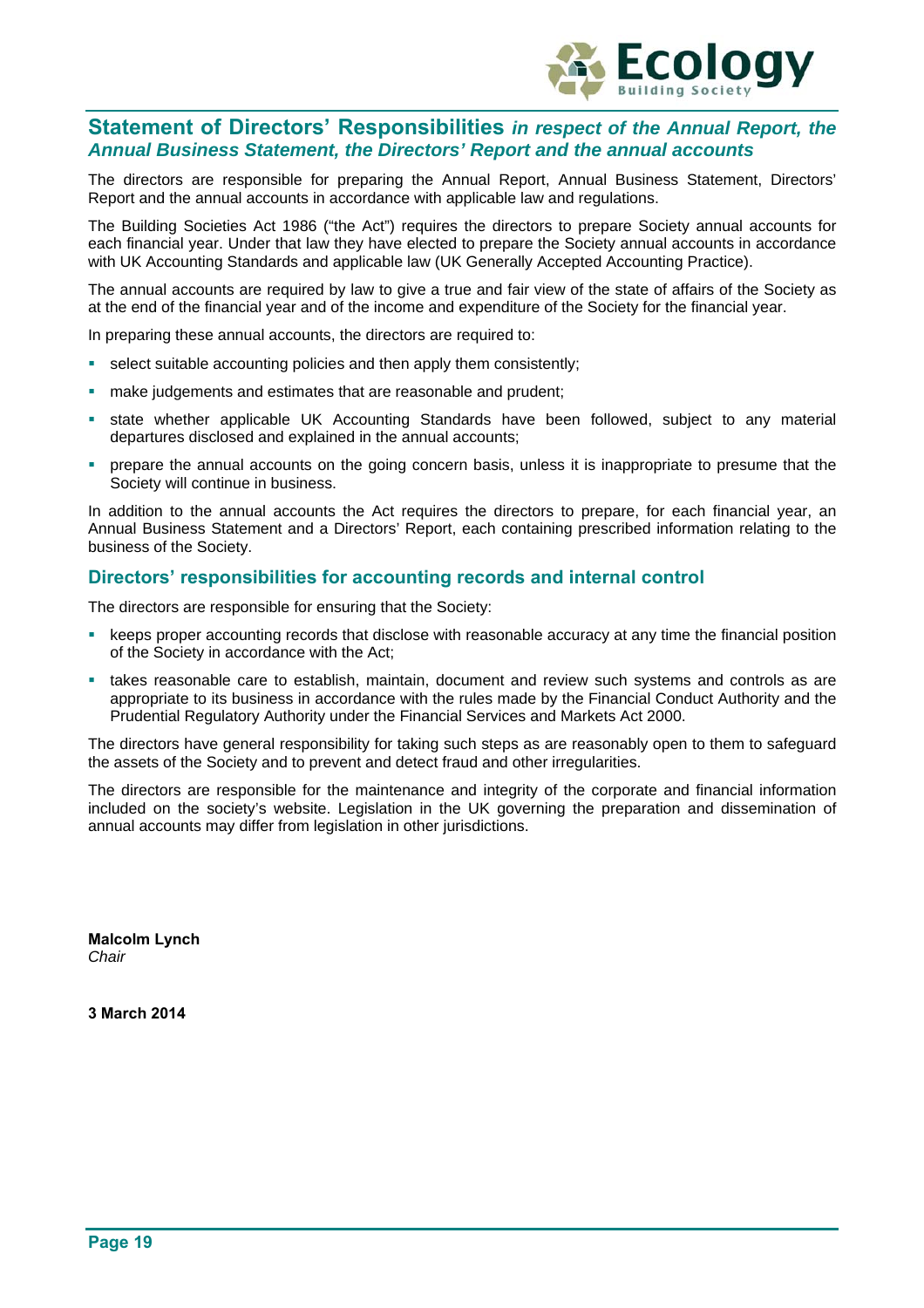## Statement of Directors' Responsibilities *in respect of the Annual Report, the Annual Business Statement, the Directors' Report and the annual accounts*

The directors are responsible for preparing the Annual Report, Annual Business Statement, Directors' Report and the annual accounts in accordance with applicable law and regulations.

The Building Societies Act 1986 ("the Act") requires the directors to prepare Society annual accounts for each financial year. Under that law they have elected to prepare the Society annual accounts in accordance with UK Accounting Standards and applicable law (UK Generally Accepted Accounting Practice).

The annual accounts are required by law to give a true and fair view of the state of affairs of the Society as at the end of the financial year and of the income and expenditure of the Society for the financial year.

In preparing these annual accounts, the directors are required to:

- select suitable accounting policies and then apply them consistently;
- make judgements and estimates that are reasonable and prudent;
- state whether applicable UK Accounting Standards have been followed, subject to any material departures disclosed and explained in the annual accounts;
- prepare the annual accounts on the going concern basis, unless it is inappropriate to presume that the Society will continue in business.

In addition to the annual accounts the Act requires the directors to prepare, for each financial year, an Annual Business Statement and a Directors' Report, each containing prescribed information relating to the business of the Society.

### Directors' responsibilities for accounting records and internal control

The directors are responsible for ensuring that the Society:

- keeps proper accounting records that disclose with reasonable accuracy at any time the financial position of the Society in accordance with the Act;
- takes reasonable care to establish, maintain, document and review such systems and controls as are appropriate to its business in accordance with the rules made by the Financial Conduct Authority and the Prudential Regulatory Authority under the Financial Services and Markets Act 2000.

The directors have general responsibility for taking such steps as are reasonably open to them to safeguard the assets of the Society and to prevent and detect fraud and other irregularities.

The directors are responsible for the maintenance and integrity of the corporate and financial information included on the society's website. Legislation in the UK governing the preparation and dissemination of annual accounts may differ from legislation in other jurisdictions.

**Malcolm Lynch**
*Chair*

**3 March 2014**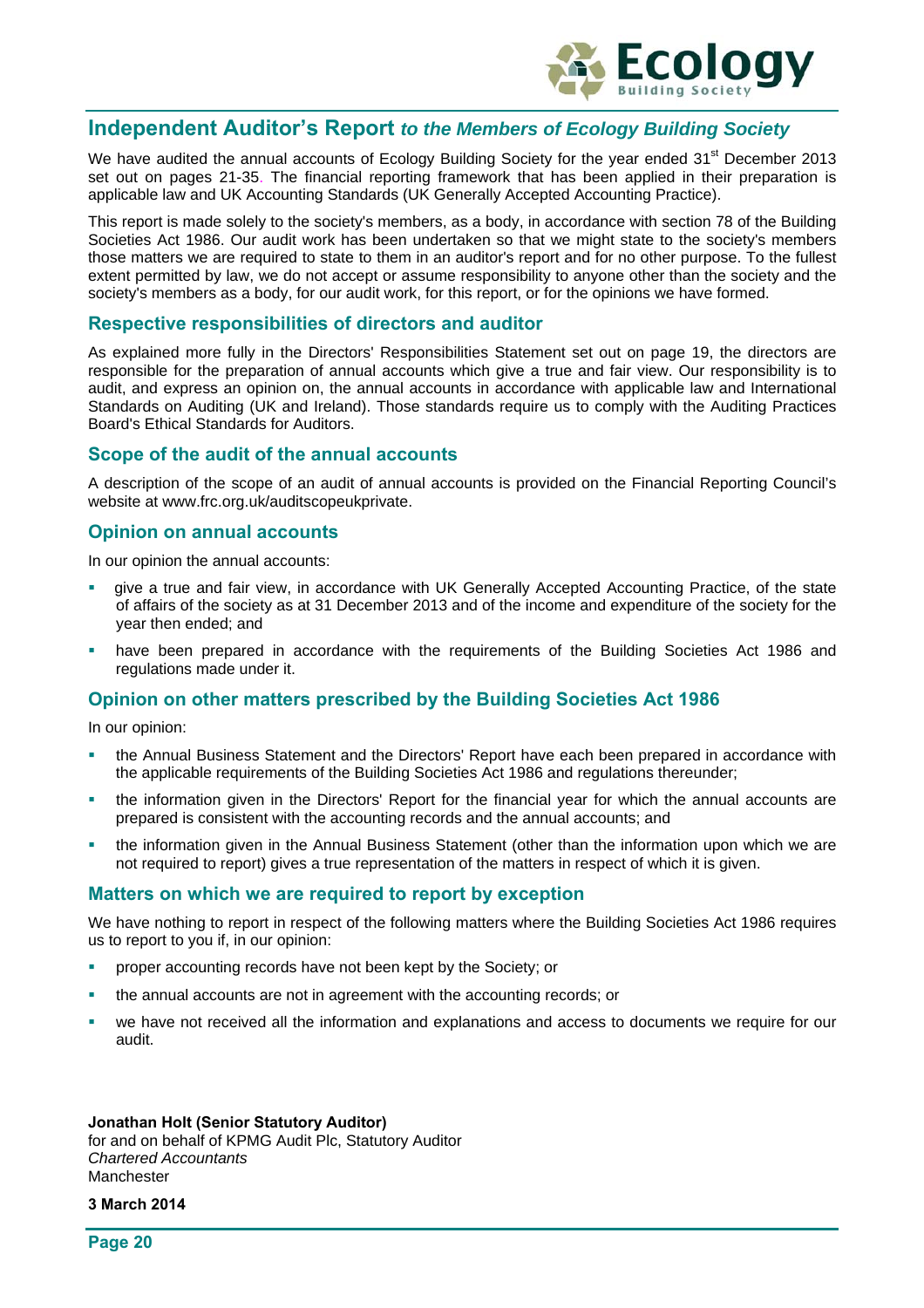# Independent Auditor's Report *to the Members of Ecology Building Society*

We have audited the annual accounts of Ecology Building Society for the year ended 31st December 2013 set out on pages 21-35. The financial reporting framework that has been applied in their preparation is applicable law and UK Accounting Standards (UK Generally Accepted Accounting Practice).

This report is made solely to the society's members, as a body, in accordance with section 78 of the Building Societies Act 1986. Our audit work has been undertaken so that we might state to the society's members those matters we are required to state to them in an auditor's report and for no other purpose. To the fullest extent permitted by law, we do not accept or assume responsibility to anyone other than the society and the society's members as a body, for our audit work, for this report, or for the opinions we have formed.

## Respective responsibilities of directors and auditor

As explained more fully in the Directors' Responsibilities Statement set out on page 19, the directors are responsible for the preparation of annual accounts which give a true and fair view. Our responsibility is to audit, and express an opinion on, the annual accounts in accordance with applicable law and International Standards on Auditing (UK and Ireland). Those standards require us to comply with the Auditing Practices Board's Ethical Standards for Auditors.

## Scope of the audit of the annual accounts

A description of the scope of an audit of annual accounts is provided on the Financial Reporting Council's website at www.frc.org.uk/auditscopeukprivate.

## Opinion on annual accounts

In our opinion the annual accounts:

- give a true and fair view, in accordance with UK Generally Accepted Accounting Practice, of the state of affairs of the society as at 31 December 2013 and of the income and expenditure of the society for the year then ended; and
- have been prepared in accordance with the requirements of the Building Societies Act 1986 and regulations made under it.

## Opinion on other matters prescribed by the Building Societies Act 1986

In our opinion:

- the Annual Business Statement and the Directors' Report have each been prepared in accordance with the applicable requirements of the Building Societies Act 1986 and regulations thereunder;
- the information given in the Directors' Report for the financial year for which the annual accounts are prepared is consistent with the accounting records and the annual accounts; and
- the information given in the Annual Business Statement (other than the information upon which we are not required to report) gives a true representation of the matters in respect of which it is given.

## Matters on which we are required to report by exception

We have nothing to report in respect of the following matters where the Building Societies Act 1986 requires us to report to you if, in our opinion:

- proper accounting records have not been kept by the Society; or
- the annual accounts are not in agreement with the accounting records; or
- we have not received all the information and explanations and access to documents we require for our audit.

**Jonathan Holt (Senior Statutory Auditor)**
for and on behalf of KPMG Audit Plc, Statutory Auditor
*Chartered Accountants*
Manchester

**3 March 2014**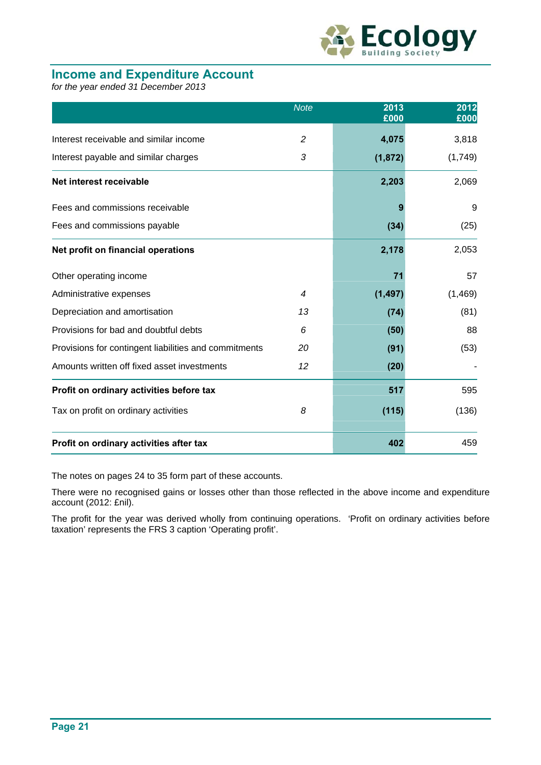## Income and Expenditure Account

*for the year ended 31 December 2013*

| | *Note* | **2013 £000** | **2012 £000** |
|---|---|---|---|
| Interest receivable and similar income | *2* | **4,075** | 3,818 |
| Interest payable and similar charges | *3* | **(1,872)** | (1,749) |
| **Net interest receivable** | | **2,203** | 2,069 |
| Fees and commissions receivable | | **9** | 9 |
| Fees and commissions payable | | **(34)** | (25) |
| **Net profit on financial operations** | | **2,178** | 2,053 |
| Other operating income | | **71** | 57 |
| Administrative expenses | *4* | **(1,497)** | (1,469) |
| Depreciation and amortisation | *13* | **(74)** | (81) |
| Provisions for bad and doubtful debts | *6* | **(50)** | 88 |
| Provisions for contingent liabilities and commitments | *20* | **(91)** | (53) |
| Amounts written off fixed asset investments | *12* | **(20)** | - |
| **Profit on ordinary activities before tax** | | **517** | 595 |
| Tax on profit on ordinary activities | *8* | **(115)** | (136) |
| **Profit on ordinary activities after tax** | | **402** | 459 |

The notes on pages 24 to 35 form part of these accounts.

There were no recognised gains or losses other than those reflected in the above income and expenditure account (2012: £nil).

The profit for the year was derived wholly from continuing operations. 'Profit on ordinary activities before taxation' represents the FRS 3 caption 'Operating profit'.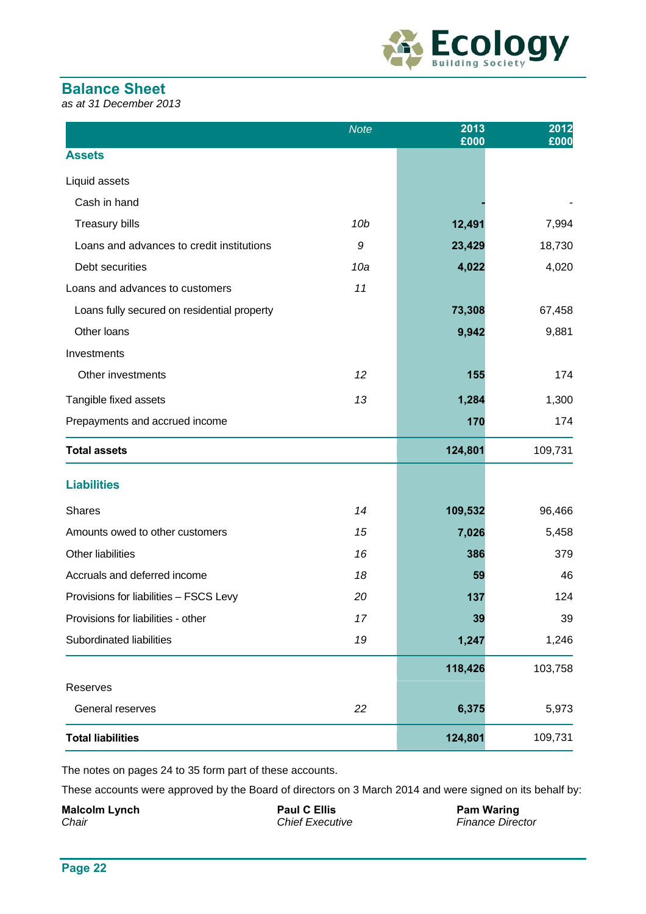## Balance Sheet

*as at 31 December 2013*

| | Note | 2013 £000 | 2012 £000 |
|---|---|---|---|
| **Assets** | | | |
| Liquid assets | | | |
| Cash in hand | | **-** | - |
| Treasury bills | *10b* | **12,491** | 7,994 |
| Loans and advances to credit institutions | *9* | **23,429** | 18,730 |
| Debt securities | *10a* | **4,022** | 4,020 |
| Loans and advances to customers | *11* | | |
| Loans fully secured on residential property | | **73,308** | 67,458 |
| Other loans | | **9,942** | 9,881 |
| Investments | | | |
| Other investments | *12* | **155** | 174 |
| Tangible fixed assets | *13* | **1,284** | 1,300 |
| Prepayments and accrued income | | **170** | 174 |
| **Total assets** | | **124,801** | 109,731 |
| **Liabilities** | | | |
| Shares | *14* | **109,532** | 96,466 |
| Amounts owed to other customers | *15* | **7,026** | 5,458 |
| Other liabilities | *16* | **386** | 379 |
| Accruals and deferred income | *18* | **59** | 46 |
| Provisions for liabilities – FSCS Levy | *20* | **137** | 124 |
| Provisions for liabilities - other | *17* | **39** | 39 |
| Subordinated liabilities | *19* | **1,247** | 1,246 |
| | | **118,426** | 103,758 |
| Reserves | | | |
| General reserves | *22* | **6,375** | 5,973 |
| **Total liabilities** | | **124,801** | 109,731 |

The notes on pages 24 to 35 form part of these accounts.

These accounts were approved by the Board of directors on 3 March 2014 and were signed on its behalf by:

**Malcolm Lynch**
*Chair*

**Paul C Ellis**
*Chief Executive*

**Pam Waring**
*Finance Director*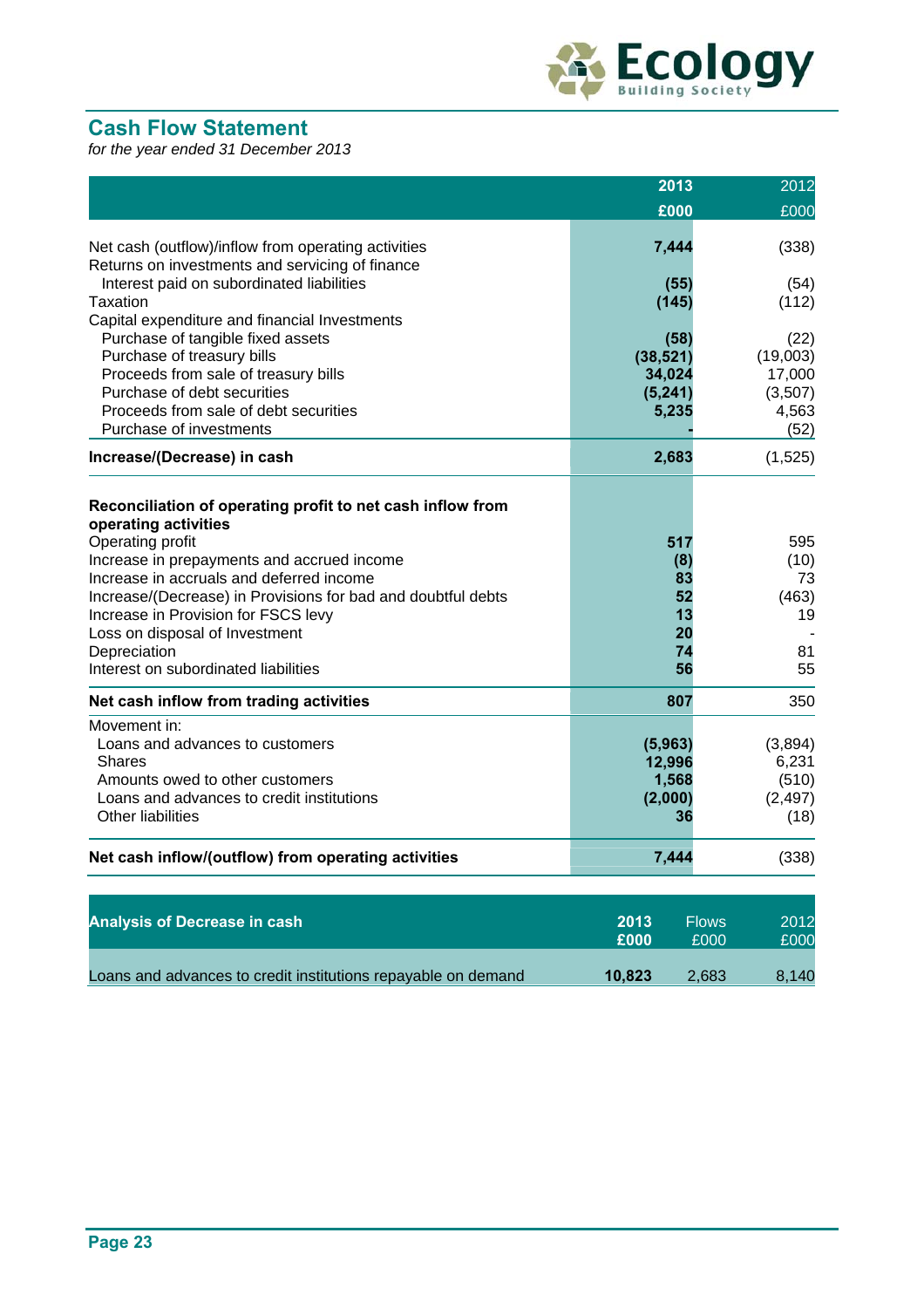## Cash Flow Statement

*for the year ended 31 December 2013*

| | 2013 £000 | 2012 £000 |
|---|---|---|
| Net cash (outflow)/inflow from operating activities | **7,444** | (338) |
| Returns on investments and servicing of finance | | |
| Interest paid on subordinated liabilities | **(55)** | (54) |
| Taxation | **(145)** | (112) |
| Capital expenditure and financial Investments | | |
| Purchase of tangible fixed assets | **(58)** | (22) |
| Purchase of treasury bills | **(38,521)** | (19,003) |
| Proceeds from sale of treasury bills | **34,024** | 17,000 |
| Purchase of debt securities | **(5,241)** | (3,507) |
| Proceeds from sale of debt securities | **5,235** | 4,563 |
| Purchase of investments | **-** | (52) |
| **Increase/(Decrease) in cash** | **2,683** | (1,525) |
| | | |
| **Reconciliation of operating profit to net cash inflow from operating activities** | | |
| Operating profit | **517** | 595 |
| Increase in prepayments and accrued income | **(8)** | (10) |
| Increase in accruals and deferred income | **83** | 73 |
| Increase/(Decrease) in Provisions for bad and doubtful debts | **52** | (463) |
| Increase in Provision for FSCS levy | **13** | 19 |
| Loss on disposal of Investment | **20** | - |
| Depreciation | **74** | 81 |
| Interest on subordinated liabilities | **56** | 55 |
| **Net cash inflow from trading activities** | **807** | 350 |
| Movement in: | | |
| Loans and advances to customers | **(5,963)** | (3,894) |
| Shares | **12,996** | 6,231 |
| Amounts owed to other customers | **1,568** | (510) |
| Loans and advances to credit institutions | **(2,000)** | (2,497) |
| Other liabilities | **36** | (18) |
| **Net cash inflow/(outflow) from operating activities** | **7,444** | (338) |

| **Analysis of Decrease in cash** | 2013 £000 | Flows £000 | 2012 £000 |
|---|---|---|---|
| Loans and advances to credit institutions repayable on demand | **10,823** | 2,683 | 8,140 |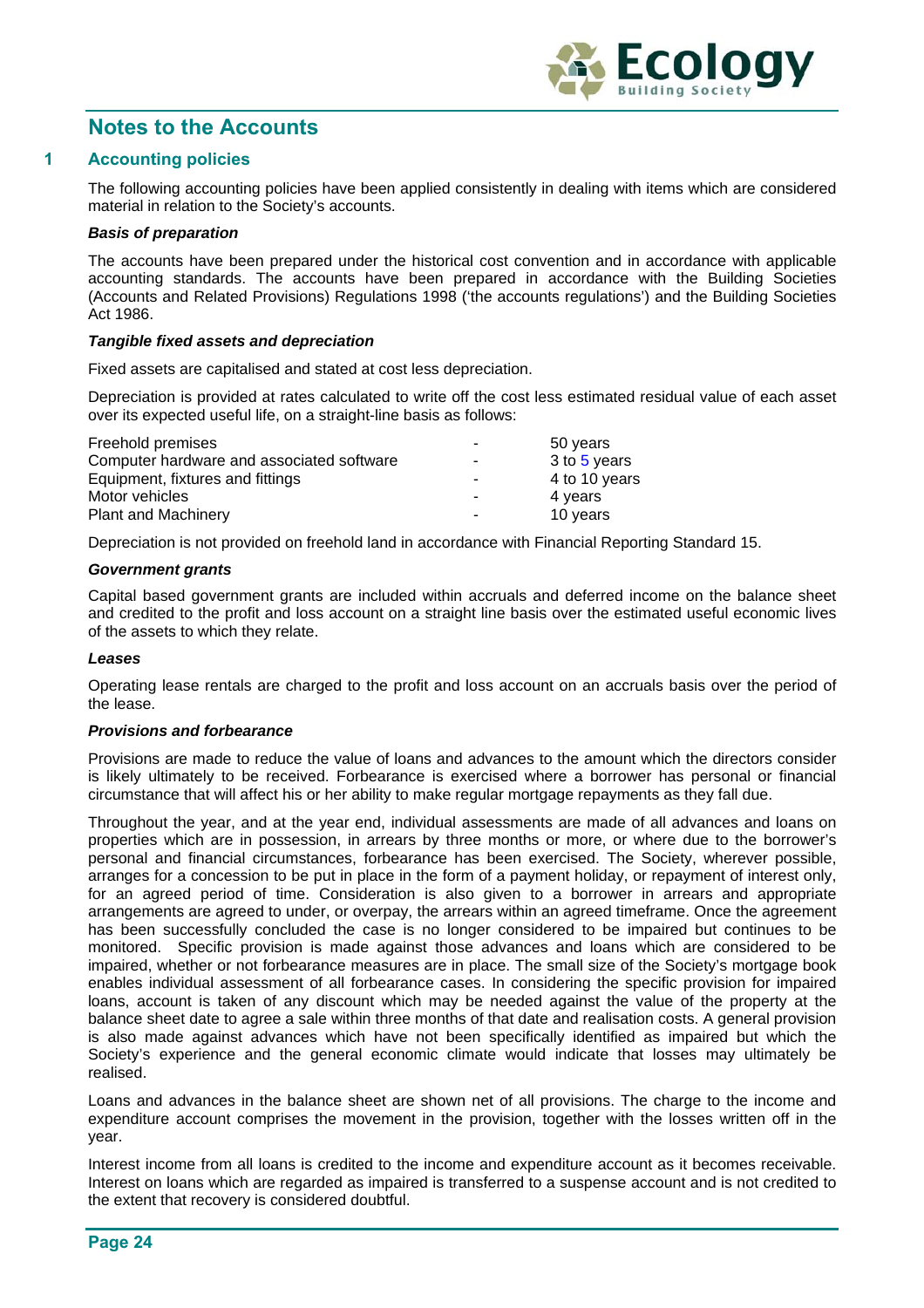# Notes to the Accounts

## 1 Accounting policies

The following accounting policies have been applied consistently in dealing with items which are considered material in relation to the Society's accounts.

***Basis of preparation***

The accounts have been prepared under the historical cost convention and in accordance with applicable accounting standards. The accounts have been prepared in accordance with the Building Societies (Accounts and Related Provisions) Regulations 1998 ('the accounts regulations') and the Building Societies Act 1986.

***Tangible fixed assets and depreciation***

Fixed assets are capitalised and stated at cost less depreciation.

Depreciation is provided at rates calculated to write off the cost less estimated residual value of each asset over its expected useful life, on a straight-line basis as follows:

| | | |
|---|---|---|
| Freehold premises | - | 50 years |
| Computer hardware and associated software | - | 3 to 5 years |
| Equipment, fixtures and fittings | - | 4 to 10 years |
| Motor vehicles | - | 4 years |
| Plant and Machinery | - | 10 years |

Depreciation is not provided on freehold land in accordance with Financial Reporting Standard 15.

***Government grants***

Capital based government grants are included within accruals and deferred income on the balance sheet and credited to the profit and loss account on a straight line basis over the estimated useful economic lives of the assets to which they relate.

***Leases***

Operating lease rentals are charged to the profit and loss account on an accruals basis over the period of the lease.

***Provisions and forbearance***

Provisions are made to reduce the value of loans and advances to the amount which the directors consider is likely ultimately to be received. Forbearance is exercised where a borrower has personal or financial circumstance that will affect his or her ability to make regular mortgage repayments as they fall due.

Throughout the year, and at the year end, individual assessments are made of all advances and loans on properties which are in possession, in arrears by three months or more, or where due to the borrower's personal and financial circumstances, forbearance has been exercised. The Society, wherever possible, arranges for a concession to be put in place in the form of a payment holiday, or repayment of interest only, for an agreed period of time. Consideration is also given to a borrower in arrears and appropriate arrangements are agreed to under, or overpay, the arrears within an agreed timeframe. Once the agreement has been successfully concluded the case is no longer considered to be impaired but continues to be monitored. Specific provision is made against those advances and loans which are considered to be impaired, whether or not forbearance measures are in place. The small size of the Society's mortgage book enables individual assessment of all forbearance cases. In considering the specific provision for impaired loans, account is taken of any discount which may be needed against the value of the property at the balance sheet date to agree a sale within three months of that date and realisation costs. A general provision is also made against advances which have not been specifically identified as impaired but which the Society's experience and the general economic climate would indicate that losses may ultimately be realised.

Loans and advances in the balance sheet are shown net of all provisions. The charge to the income and expenditure account comprises the movement in the provision, together with the losses written off in the year.

Interest income from all loans is credited to the income and expenditure account as it becomes receivable. Interest on loans which are regarded as impaired is transferred to a suspense account and is not credited to the extent that recovery is considered doubtful.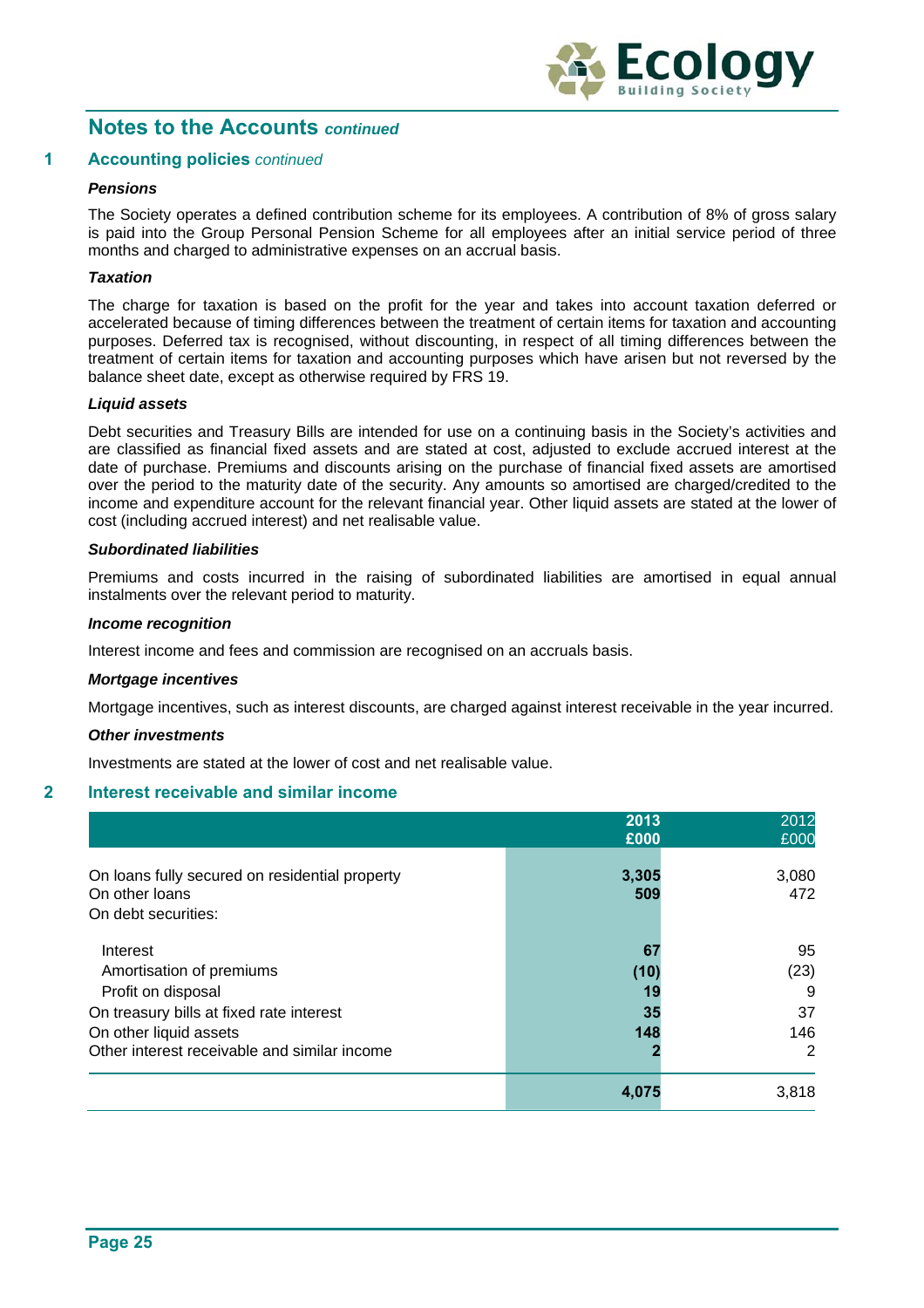## Notes to the Accounts *continued*

### 1 Accounting policies *continued*

***Pensions***

The Society operates a defined contribution scheme for its employees. A contribution of 8% of gross salary is paid into the Group Personal Pension Scheme for all employees after an initial service period of three months and charged to administrative expenses on an accrual basis.

***Taxation***

The charge for taxation is based on the profit for the year and takes into account taxation deferred or accelerated because of timing differences between the treatment of certain items for taxation and accounting purposes. Deferred tax is recognised, without discounting, in respect of all timing differences between the treatment of certain items for taxation and accounting purposes which have arisen but not reversed by the balance sheet date, except as otherwise required by FRS 19.

***Liquid assets***

Debt securities and Treasury Bills are intended for use on a continuing basis in the Society's activities and are classified as financial fixed assets and are stated at cost, adjusted to exclude accrued interest at the date of purchase. Premiums and discounts arising on the purchase of financial fixed assets are amortised over the period to the maturity date of the security. Any amounts so amortised are charged/credited to the income and expenditure account for the relevant financial year. Other liquid assets are stated at the lower of cost (including accrued interest) and net realisable value.

***Subordinated liabilities***

Premiums and costs incurred in the raising of subordinated liabilities are amortised in equal annual instalments over the relevant period to maturity.

***Income recognition***

Interest income and fees and commission are recognised on an accruals basis.

***Mortgage incentives***

Mortgage incentives, such as interest discounts, are charged against interest receivable in the year incurred.

***Other investments***

Investments are stated at the lower of cost and net realisable value.

### 2 Interest receivable and similar income

| | 2013<br>£000 | 2012<br>£000 |
|---|---|---|
| On loans fully secured on residential property | **3,305** | 3,080 |
| On other loans | **509** | 472 |
| On debt securities: | | |
| Interest | **67** | 95 |
| Amortisation of premiums | **(10)** | (23) |
| Profit on disposal | **19** | 9 |
| On treasury bills at fixed rate interest | **35** | 37 |
| On other liquid assets | **148** | 146 |
| Other interest receivable and similar income | **2** | 2 |
| | **4,075** | 3,818 |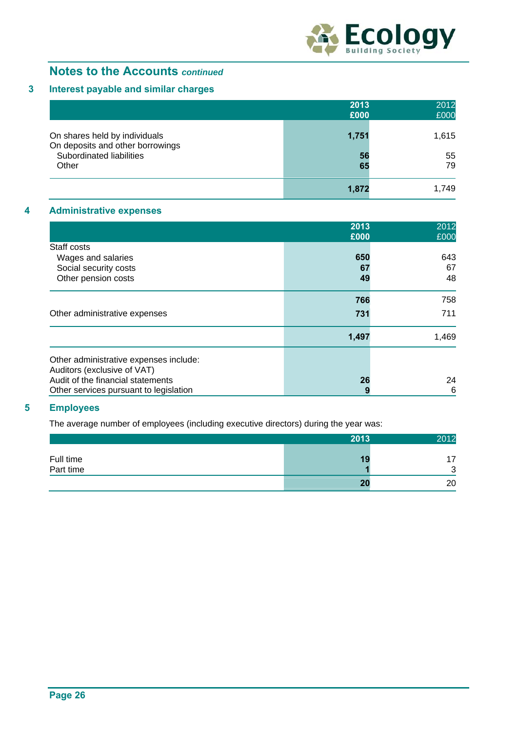## Notes to the Accounts *continued*

### 3 Interest payable and similar charges

| | 2013 £000 | 2012 £000 |
|---|---|---|
| On shares held by individuals | **1,751** | 1,615 |
| On deposits and other borrowings | | |
| Subordinated liabilities | **56** | 55 |
| Other | **65** | 79 |
| | **1,872** | 1,749 |

### 4 Administrative expenses

| | 2013 £000 | 2012 £000 |
|---|---|---|
| Staff costs | | |
| Wages and salaries | **650** | 643 |
| Social security costs | **67** | 67 |
| Other pension costs | **49** | 48 |
| | **766** | 758 |
| Other administrative expenses | **731** | 711 |
| | **1,497** | 1,469 |
| Other administrative expenses include: | | |
| Auditors (exclusive of VAT) | | |
| Audit of the financial statements | **26** | 24 |
| Other services pursuant to legislation | **9** | 6 |

### 5 Employees

The average number of employees (including executive directors) during the year was:

| | 2013 | 2012 |
|---|---|---|
| Full time | **19** | 17 |
| Part time | **1** | 3 |
| | **20** | 20 |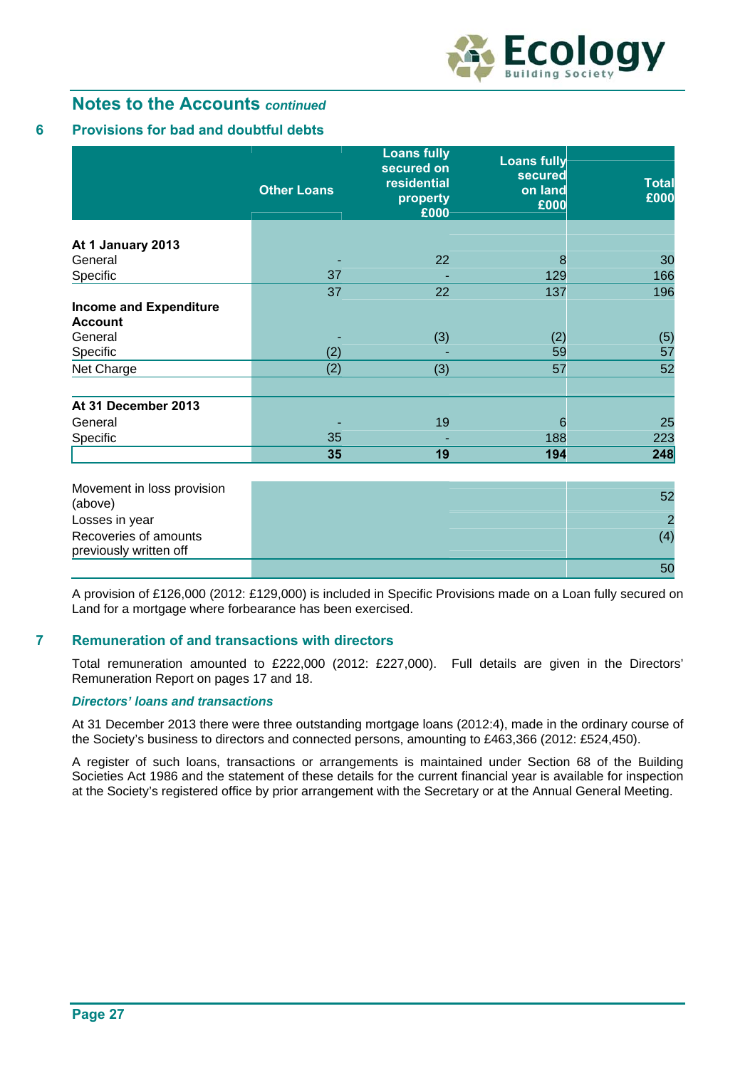## Notes to the Accounts *continued*

### 6 Provisions for bad and doubtful debts

| | Other Loans | Loans fully secured on residential property £000 | Loans fully secured on land £000 | Total £000 |
|---|---|---|---|---|
| **At 1 January 2013** | | | | |
| General | - | 22 | 8 | 30 |
| Specific | 37 | - | 129 | 166 |
| | 37 | 22 | 137 | 196 |
| **Income and Expenditure Account** | | | | |
| General | - | (3) | (2) | (5) |
| Specific | (2) | - | 59 | 57 |
| Net Charge | (2) | (3) | 57 | 52 |
| | | | | |
| **At 31 December 2013** | | | | |
| General | - | 19 | 6 | 25 |
| Specific | 35 | - | 188 | 223 |
| | **35** | **19** | **194** | **248** |

| | Total £000 |
|---|---|
| Movement in loss provision (above) | 52 |
| Losses in year | 2 |
| Recoveries of amounts previously written off | (4) |
| | 50 |

A provision of £126,000 (2012: £129,000) is included in Specific Provisions made on a Loan fully secured on Land for a mortgage where forbearance has been exercised.

### 7 Remuneration of and transactions with directors

Total remuneration amounted to £222,000 (2012: £227,000). Full details are given in the Directors' Remuneration Report on pages 17 and 18.

***Directors' loans and transactions***

At 31 December 2013 there were three outstanding mortgage loans (2012:4), made in the ordinary course of the Society's business to directors and connected persons, amounting to £463,366 (2012: £524,450).

A register of such loans, transactions or arrangements is maintained under Section 68 of the Building Societies Act 1986 and the statement of these details for the current financial year is available for inspection at the Society's registered office by prior arrangement with the Secretary or at the Annual General Meeting.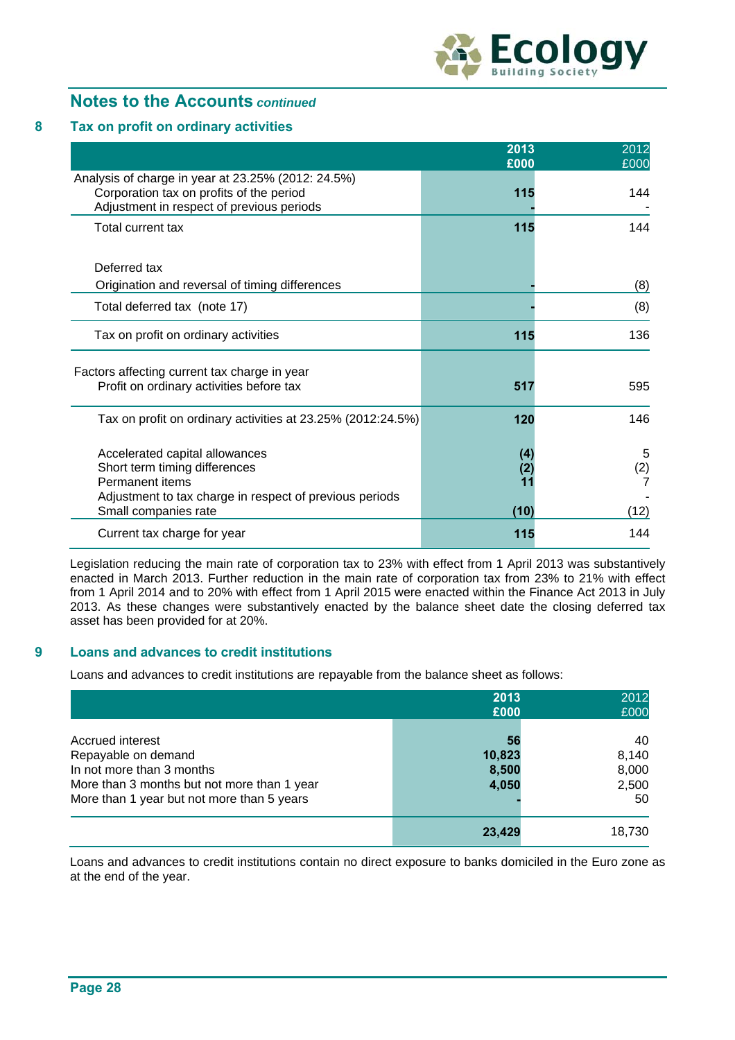## Notes to the Accounts *continued*

### 8 Tax on profit on ordinary activities

| | 2013<br>£000 | 2012<br>£000 |
|---|---|---|
| Analysis of charge in year at 23.25% (2012: 24.5%) | | |
| Corporation tax on profits of the period | **115** | 144 |
| Adjustment in respect of previous periods | **-** | - |
| Total current tax | **115** | 144 |
| Deferred tax | | |
| Origination and reversal of timing differences | **-** | (8) |
| Total deferred tax (note 17) | **-** | (8) |
| Tax on profit on ordinary activities | **115** | 136 |
| Factors affecting current tax charge in year | | |
| Profit on ordinary activities before tax | **517** | 595 |
| Tax on profit on ordinary activities at 23.25% (2012:24.5%) | **120** | 146 |
| Accelerated capital allowances | **(4)** | 5 |
| Short term timing differences | **(2)** | (2) |
| Permanent items | **11** | 7 |
| Adjustment to tax charge in respect of previous periods | | - |
| Small companies rate | **(10)** | (12) |
| Current tax charge for year | **115** | 144 |

Legislation reducing the main rate of corporation tax to 23% with effect from 1 April 2013 was substantively enacted in March 2013. Further reduction in the main rate of corporation tax from 23% to 21% with effect from 1 April 2014 and to 20% with effect from 1 April 2015 were enacted within the Finance Act 2013 in July 2013. As these changes were substantively enacted by the balance sheet date the closing deferred tax asset has been provided for at 20%.

### 9 Loans and advances to credit institutions

Loans and advances to credit institutions are repayable from the balance sheet as follows:

| | 2013<br>£000 | 2012<br>£000 |
|---|---|---|
| Accrued interest | **56** | 40 |
| Repayable on demand | **10,823** | 8,140 |
| In not more than 3 months | **8,500** | 8,000 |
| More than 3 months but not more than 1 year | **4,050** | 2,500 |
| More than 1 year but not more than 5 years | **-** | 50 |
| | **23,429** | 18,730 |

Loans and advances to credit institutions contain no direct exposure to banks domiciled in the Euro zone as at the end of the year.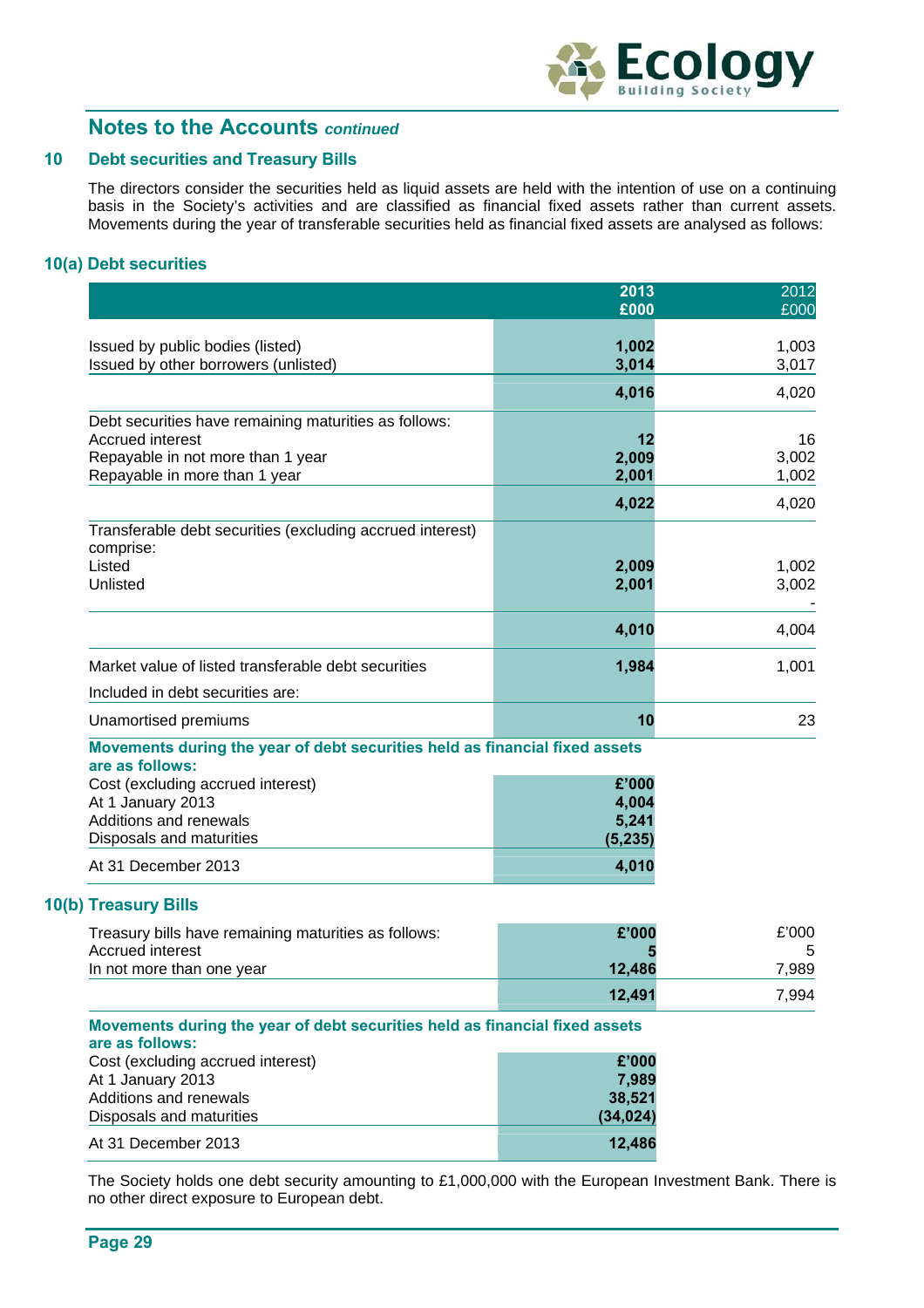## Notes to the Accounts *continued*

### 10 Debt securities and Treasury Bills

The directors consider the securities held as liquid assets are held with the intention of use on a continuing basis in the Society's activities and are classified as financial fixed assets rather than current assets. Movements during the year of transferable securities held as financial fixed assets are analysed as follows:

### 10(a) Debt securities

| | 2013 £000 | 2012 £000 |
|---|---|---|
| Issued by public bodies (listed) | **1,002** | 1,003 |
| Issued by other borrowers (unlisted) | **3,014** | 3,017 |
| | **4,016** | 4,020 |
| Debt securities have remaining maturities as follows: | | |
| Accrued interest | **12** | 16 |
| Repayable in not more than 1 year | **2,009** | 3,002 |
| Repayable in more than 1 year | **2,001** | 1,002 |
| | **4,022** | 4,020 |
| Transferable debt securities (excluding accrued interest) comprise: | | |
| Listed | **2,009** | 1,002 |
| Unlisted | **2,001** | 3,002 |
| | | - |
| | **4,010** | 4,004 |
| Market value of listed transferable debt securities | **1,984** | 1,001 |
| Included in debt securities are: | | |
| Unamortised premiums | **10** | 23 |

**Movements during the year of debt securities held as financial fixed assets are as follows:**

| Cost (excluding accrued interest) | £'000 |
|---|---|
| At 1 January 2013 | **4,004** |
| Additions and renewals | **5,241** |
| Disposals and maturities | **(5,235)** |
| At 31 December 2013 | **4,010** |

### 10(b) Treasury Bills

| Treasury bills have remaining maturities as follows: | £'000 | £'000 |
|---|---|---|
| Accrued interest | **5** | 5 |
| In not more than one year | **12,486** | 7,989 |
| | **12,491** | 7,994 |

**Movements during the year of debt securities held as financial fixed assets are as follows:**

| Cost (excluding accrued interest) | £'000 |
|---|---|
| At 1 January 2013 | **7,989** |
| Additions and renewals | **38,521** |
| Disposals and maturities | **(34,024)** |
| At 31 December 2013 | **12,486** |

The Society holds one debt security amounting to £1,000,000 with the European Investment Bank. There is no other direct exposure to European debt.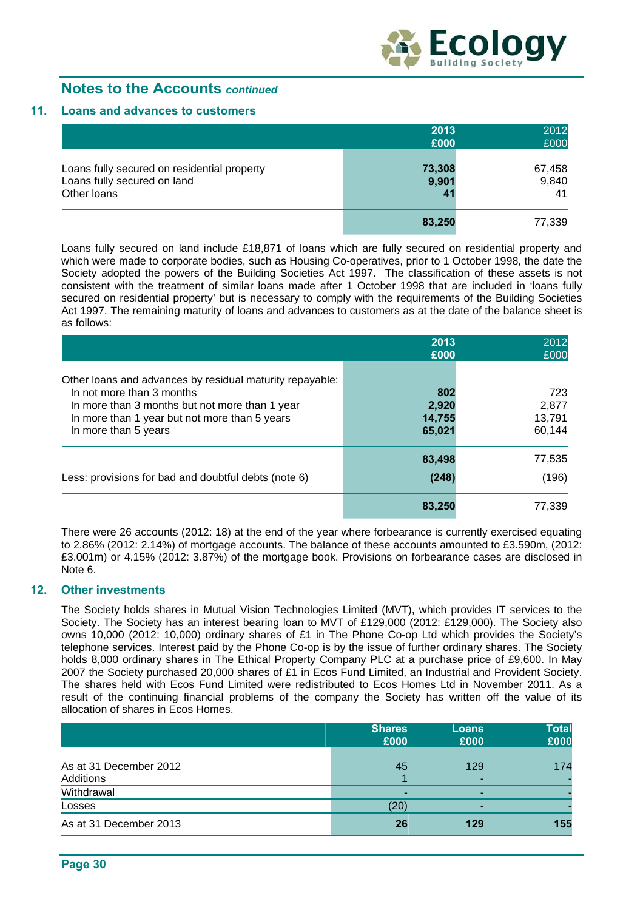## Notes to the Accounts *continued*

### 11. Loans and advances to customers

| | 2013 £000 | 2012 £000 |
|---|---|---|
| Loans fully secured on residential property | **73,308** | 67,458 |
| Loans fully secured on land | **9,901** | 9,840 |
| Other loans | **41** | 41 |
| | **83,250** | 77,339 |

Loans fully secured on land include £18,871 of loans which are fully secured on residential property and which were made to corporate bodies, such as Housing Co-operatives, prior to 1 October 1998, the date the Society adopted the powers of the Building Societies Act 1997. The classification of these assets is not consistent with the treatment of similar loans made after 1 October 1998 that are included in 'loans fully secured on residential property' but is necessary to comply with the requirements of the Building Societies Act 1997. The remaining maturity of loans and advances to customers as at the date of the balance sheet is as follows:

| | 2013 £000 | 2012 £000 |
|---|---|---|
| Other loans and advances by residual maturity repayable: | | |
| In not more than 3 months | **802** | 723 |
| In more than 3 months but not more than 1 year | **2,920** | 2,877 |
| In more than 1 year but not more than 5 years | **14,755** | 13,791 |
| In more than 5 years | **65,021** | 60,144 |
| | **83,498** | 77,535 |
| Less: provisions for bad and doubtful debts (note 6) | **(248)** | (196) |
| | **83,250** | 77,339 |

There were 26 accounts (2012: 18) at the end of the year where forbearance is currently exercised equating to 2.86% (2012: 2.14%) of mortgage accounts. The balance of these accounts amounted to £3.590m, (2012: £3.001m) or 4.15% (2012: 3.87%) of the mortgage book. Provisions on forbearance cases are disclosed in Note 6.

### 12. Other investments

The Society holds shares in Mutual Vision Technologies Limited (MVT), which provides IT services to the Society. The Society has an interest bearing loan to MVT of £129,000 (2012: £129,000). The Society also owns 10,000 (2012: 10,000) ordinary shares of £1 in The Phone Co-op Ltd which provides the Society's telephone services. Interest paid by the Phone Co-op is by the issue of further ordinary shares. The Society holds 8,000 ordinary shares in The Ethical Property Company PLC at a purchase price of £9,600. In May 2007 the Society purchased 20,000 shares of £1 in Ecos Fund Limited, an Industrial and Provident Society. The shares held with Ecos Fund Limited were redistributed to Ecos Homes Ltd in November 2011. As a result of the continuing financial problems of the company the Society has written off the value of its allocation of shares in Ecos Homes.

| | Shares £000 | Loans £000 | Total £000 |
|---|---|---|---|
| As at 31 December 2012 | 45 | 129 | 174 |
| Additions | 1 | - | - |
| Withdrawal | - | - | - |
| Losses | (20) | - | - |
| As at 31 December 2013 | **26** | **129** | **155** |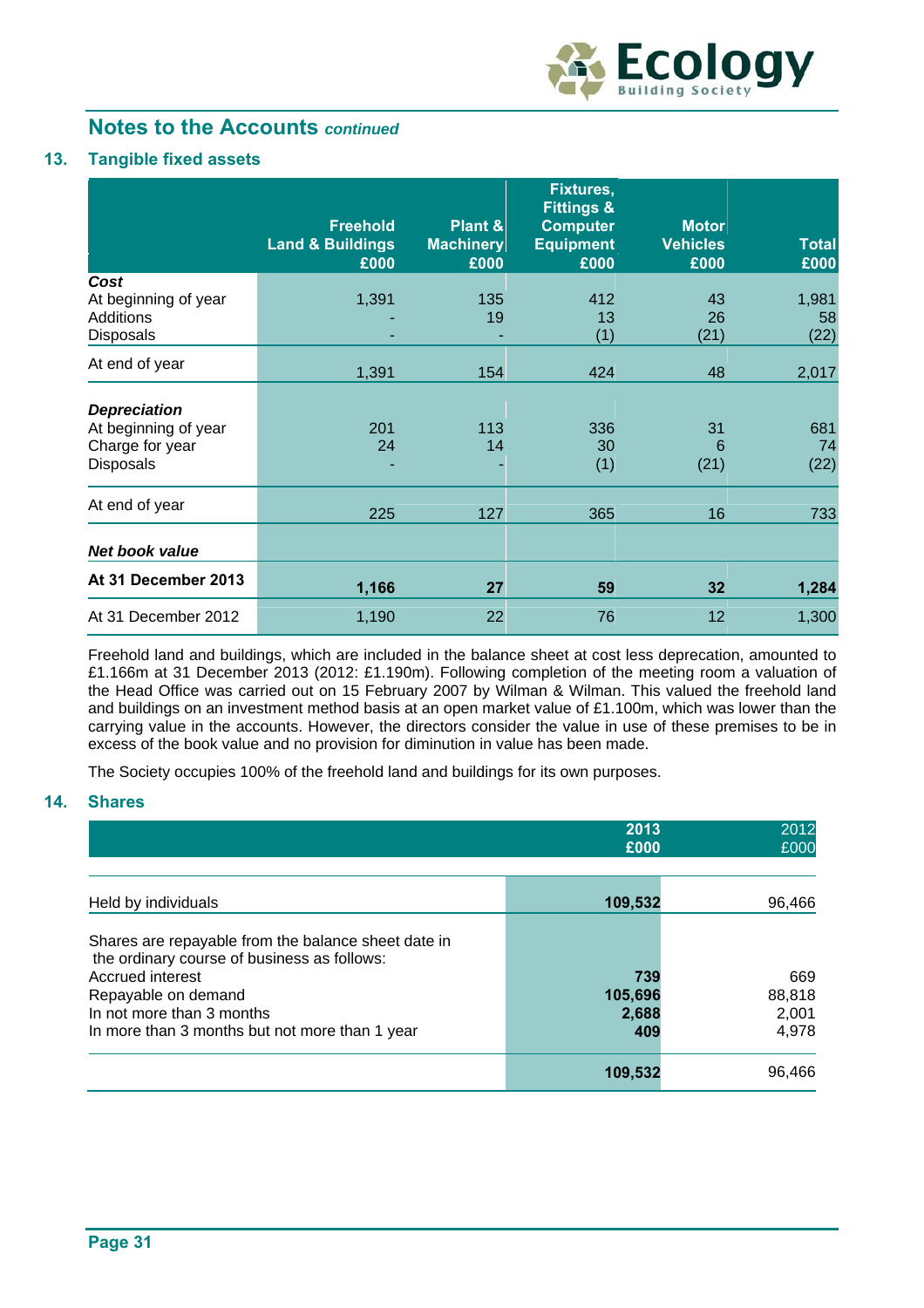## Notes to the Accounts *continued*

### 13. Tangible fixed assets

| | Freehold Land & Buildings £000 | Plant & Machinery £000 | Fixtures, Fittings & Computer Equipment £000 | Motor Vehicles £000 | Total £000 |
|---|---|---|---|---|---|
| ***Cost*** | | | | | |
| At beginning of year | 1,391 | 135 | 412 | 43 | 1,981 |
| Additions | - | 19 | 13 | 26 | 58 |
| Disposals | - | - | (1) | (21) | (22) |
| At end of year | 1,391 | 154 | 424 | 48 | 2,017 |
| ***Depreciation*** | | | | | |
| At beginning of year | 201 | 113 | 336 | 31 | 681 |
| Charge for year | 24 | 14 | 30 | 6 | 74 |
| Disposals | - | - | (1) | (21) | (22) |
| At end of year | 225 | 127 | 365 | 16 | 733 |
| ***Net book value*** | | | | | |
| **At 31 December 2013** | **1,166** | **27** | **59** | **32** | **1,284** |
| At 31 December 2012 | 1,190 | 22 | 76 | 12 | 1,300 |

Freehold land and buildings, which are included in the balance sheet at cost less deprecation, amounted to £1.166m at 31 December 2013 (2012: £1.190m). Following completion of the meeting room a valuation of the Head Office was carried out on 15 February 2007 by Wilman & Wilman. This valued the freehold land and buildings on an investment method basis at an open market value of £1.100m, which was lower than the carrying value in the accounts. However, the directors consider the value in use of these premises to be in excess of the book value and no provision for diminution in value has been made.

The Society occupies 100% of the freehold land and buildings for its own purposes.

### 14. Shares

| | 2013 £000 | 2012 £000 |
|---|---|---|
| Held by individuals | **109,532** | 96,466 |
| Shares are repayable from the balance sheet date in the ordinary course of business as follows: | | |
| Accrued interest | **739** | 669 |
| Repayable on demand | **105,696** | 88,818 |
| In not more than 3 months | **2,688** | 2,001 |
| In more than 3 months but not more than 1 year | **409** | 4,978 |
| | **109,532** | 96,466 |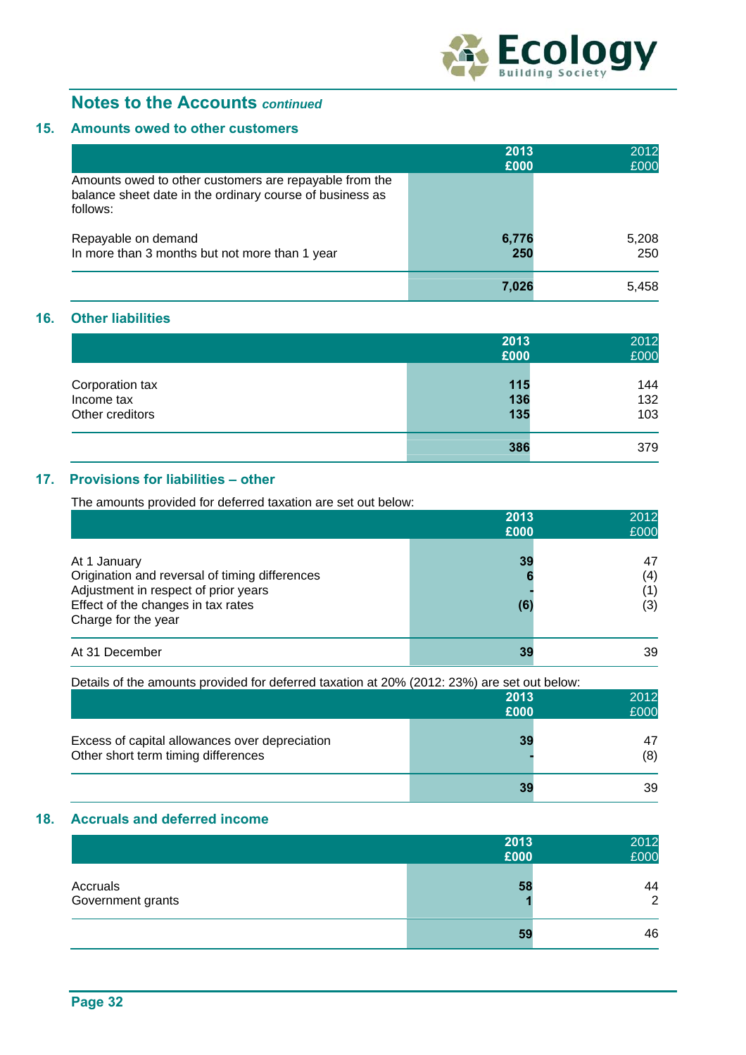## Notes to the Accounts *continued*

### 15. Amounts owed to other customers

| | 2013 £000 | 2012 £000 |
|---|---|---|
| Amounts owed to other customers are repayable from the balance sheet date in the ordinary course of business as follows: | | |
| Repayable on demand | **6,776** | 5,208 |
| In more than 3 months but not more than 1 year | **250** | 250 |
| | **7,026** | 5,458 |

### 16. Other liabilities

| | 2013 £000 | 2012 £000 |
|---|---|---|
| Corporation tax | **115** | 144 |
| Income tax | **136** | 132 |
| Other creditors | **135** | 103 |
| | **386** | 379 |

### 17. Provisions for liabilities – other

The amounts provided for deferred taxation are set out below:

| | 2013 £000 | 2012 £000 |
|---|---|---|
| At 1 January | **39** | 47 |
| Origination and reversal of timing differences | **6** | (4) |
| Adjustment in respect of prior years | **-** | (1) |
| Effect of the changes in tax rates | **(6)** | (3) |
| Charge for the year | | |
| At 31 December | **39** | 39 |

Details of the amounts provided for deferred taxation at 20% (2012: 23%) are set out below:

| | 2013 £000 | 2012 £000 |
|---|---|---|
| Excess of capital allowances over depreciation | **39** | 47 |
| Other short term timing differences | **-** | (8) |
| | **39** | 39 |

### 18. Accruals and deferred income

| | 2013 £000 | 2012 £000 |
|---|---|---|
| Accruals | **58** | 44 |
| Government grants | **1** | 2 |
| | **59** | 46 |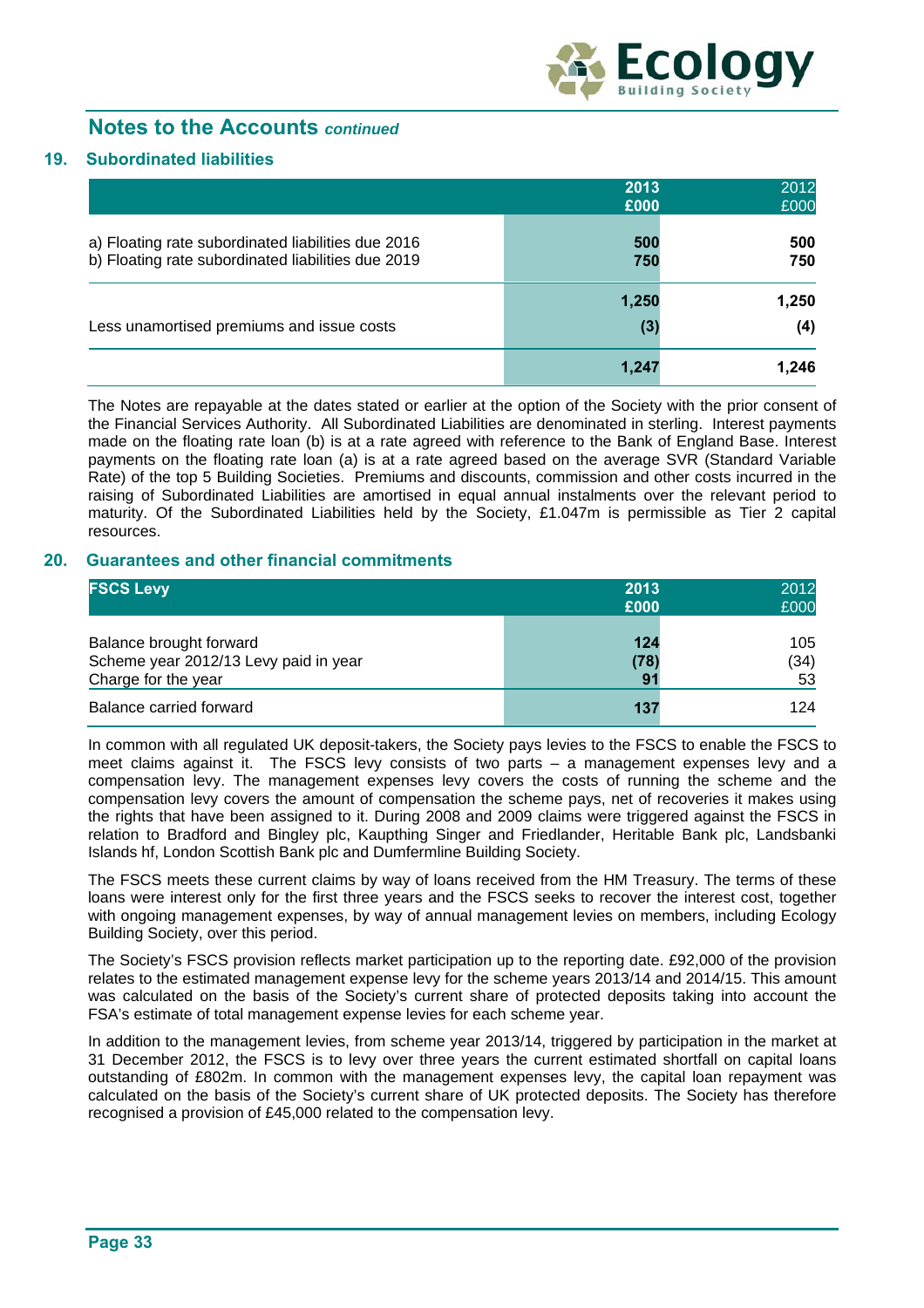## Notes to the Accounts *continued*

### 19. Subordinated liabilities

| | 2013 £000 | 2012 £000 |
|---|---|---|
| a) Floating rate subordinated liabilities due 2016 | 500 | 500 |
| b) Floating rate subordinated liabilities due 2019 | 750 | 750 |
| | 1,250 | 1,250 |
| Less unamortised premiums and issue costs | (3) | (4) |
| | 1,247 | 1,246 |

The Notes are repayable at the dates stated or earlier at the option of the Society with the prior consent of the Financial Services Authority. All Subordinated Liabilities are denominated in sterling. Interest payments made on the floating rate loan (b) is at a rate agreed with reference to the Bank of England Base. Interest payments on the floating rate loan (a) is at a rate agreed based on the average SVR (Standard Variable Rate) of the top 5 Building Societies. Premiums and discounts, commission and other costs incurred in the raising of Subordinated Liabilities are amortised in equal annual instalments over the relevant period to maturity. Of the Subordinated Liabilities held by the Society, £1.047m is permissible as Tier 2 capital resources.

### 20. Guarantees and other financial commitments

| FSCS Levy | 2013 £000 | 2012 £000 |
|---|---|---|
| Balance brought forward | 124 | 105 |
| Scheme year 2012/13 Levy paid in year | (78) | (34) |
| Charge for the year | 91 | 53 |
| Balance carried forward | 137 | 124 |

In common with all regulated UK deposit-takers, the Society pays levies to the FSCS to enable the FSCS to meet claims against it. The FSCS levy consists of two parts – a management expenses levy and a compensation levy. The management expenses levy covers the costs of running the scheme and the compensation levy covers the amount of compensation the scheme pays, net of recoveries it makes using the rights that have been assigned to it. During 2008 and 2009 claims were triggered against the FSCS in relation to Bradford and Bingley plc, Kaupthing Singer and Friedlander, Heritable Bank plc, Landsbanki Islands hf, London Scottish Bank plc and Dumfermline Building Society.

The FSCS meets these current claims by way of loans received from the HM Treasury. The terms of these loans were interest only for the first three years and the FSCS seeks to recover the interest cost, together with ongoing management expenses, by way of annual management levies on members, including Ecology Building Society, over this period.

The Society's FSCS provision reflects market participation up to the reporting date. £92,000 of the provision relates to the estimated management expense levy for the scheme years 2013/14 and 2014/15. This amount was calculated on the basis of the Society's current share of protected deposits taking into account the FSA's estimate of total management expense levies for each scheme year.

In addition to the management levies, from scheme year 2013/14, triggered by participation in the market at 31 December 2012, the FSCS is to levy over three years the current estimated shortfall on capital loans outstanding of £802m. In common with the management expenses levy, the capital loan repayment was calculated on the basis of the Society's current share of UK protected deposits. The Society has therefore recognised a provision of £45,000 related to the compensation levy.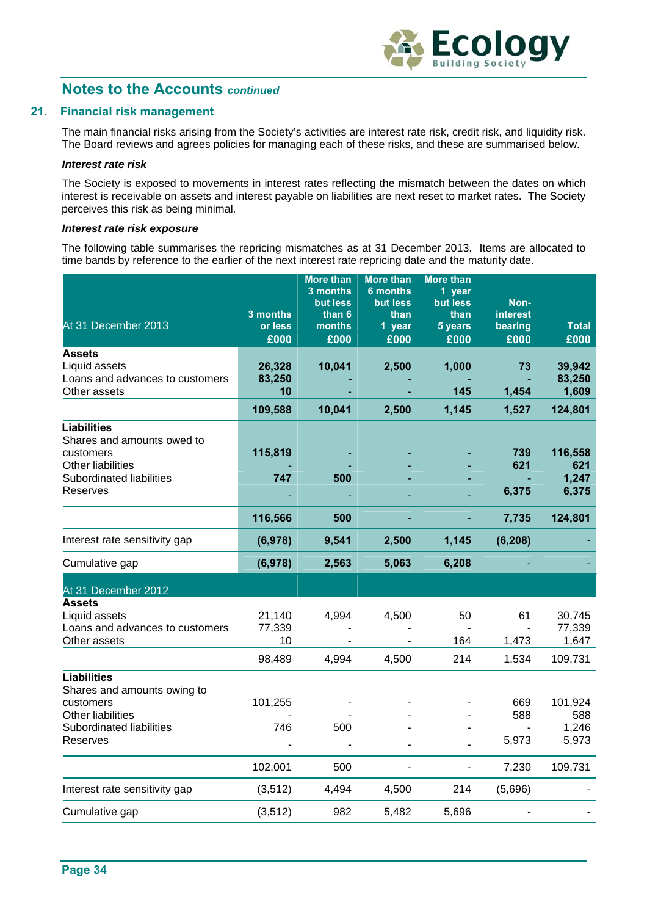## Notes to the Accounts *continued*

### 21. Financial risk management

The main financial risks arising from the Society's activities are interest rate risk, credit risk, and liquidity risk. The Board reviews and agrees policies for managing each of these risks, and these are summarised below.

***Interest rate risk***

The Society is exposed to movements in interest rates reflecting the mismatch between the dates on which interest is receivable on assets and interest payable on liabilities are next reset to market rates. The Society perceives this risk as being minimal.

***Interest rate risk exposure***

The following table summarises the repricing mismatches as at 31 December 2013. Items are allocated to time bands by reference to the earlier of the next interest rate repricing date and the maturity date.

| At 31 December 2013 | 3 months or less £000 | More than 3 months but less than 6 months £000 | More than 6 months but less than 1 year £000 | More than 1 year but less than 5 years £000 | Non-interest bearing £000 | Total £000 |
|---|---|---|---|---|---|---|
| **Assets** | | | | | | |
| Liquid assets | **26,328** | **10,041** | **2,500** | **1,000** | **73** | **39,942** |
| Loans and advances to customers | **83,250** | - | - | - | - | **83,250** |
| Other assets | **10** | - | - | **145** | **1,454** | **1,609** |
| | **109,588** | **10,041** | **2,500** | **1,145** | **1,527** | **124,801** |
| **Liabilities** | | | | | | |
| Shares and amounts owed to customers | **115,819** | - | - | - | **739** | **116,558** |
| Other liabilities | - | - | - | - | **621** | **621** |
| Subordinated liabilities | **747** | **500** | - | - | - | **1,247** |
| Reserves | - | - | - | - | **6,375** | **6,375** |
| | **116,566** | **500** | - | - | **7,735** | **124,801** |
| Interest rate sensitivity gap | **(6,978)** | **9,541** | **2,500** | **1,145** | **(6,208)** | - |
| Cumulative gap | **(6,978)** | **2,563** | **5,063** | **6,208** | - | - |
| **At 31 December 2012** | | | | | | |
| **Assets** | | | | | | |
| Liquid assets | 21,140 | 4,994 | 4,500 | 50 | 61 | 30,745 |
| Loans and advances to customers | 77,339 | - | - | - | - | 77,339 |
| Other assets | 10 | - | - | 164 | 1,473 | 1,647 |
| | 98,489 | 4,994 | 4,500 | 214 | 1,534 | 109,731 |
| **Liabilities** | | | | | | |
| Shares and amounts owing to customers | 101,255 | - | - | - | 669 | 101,924 |
| Other liabilities | - | - | - | - | 588 | 588 |
| Subordinated liabilities | 746 | 500 | - | - | - | 1,246 |
| Reserves | - | - | - | - | 5,973 | 5,973 |
| | 102,001 | 500 | - | - | 7,230 | 109,731 |
| Interest rate sensitivity gap | (3,512) | 4,494 | 4,500 | 214 | (5,696) | - |
| Cumulative gap | (3,512) | 982 | 5,482 | 5,696 | - | - |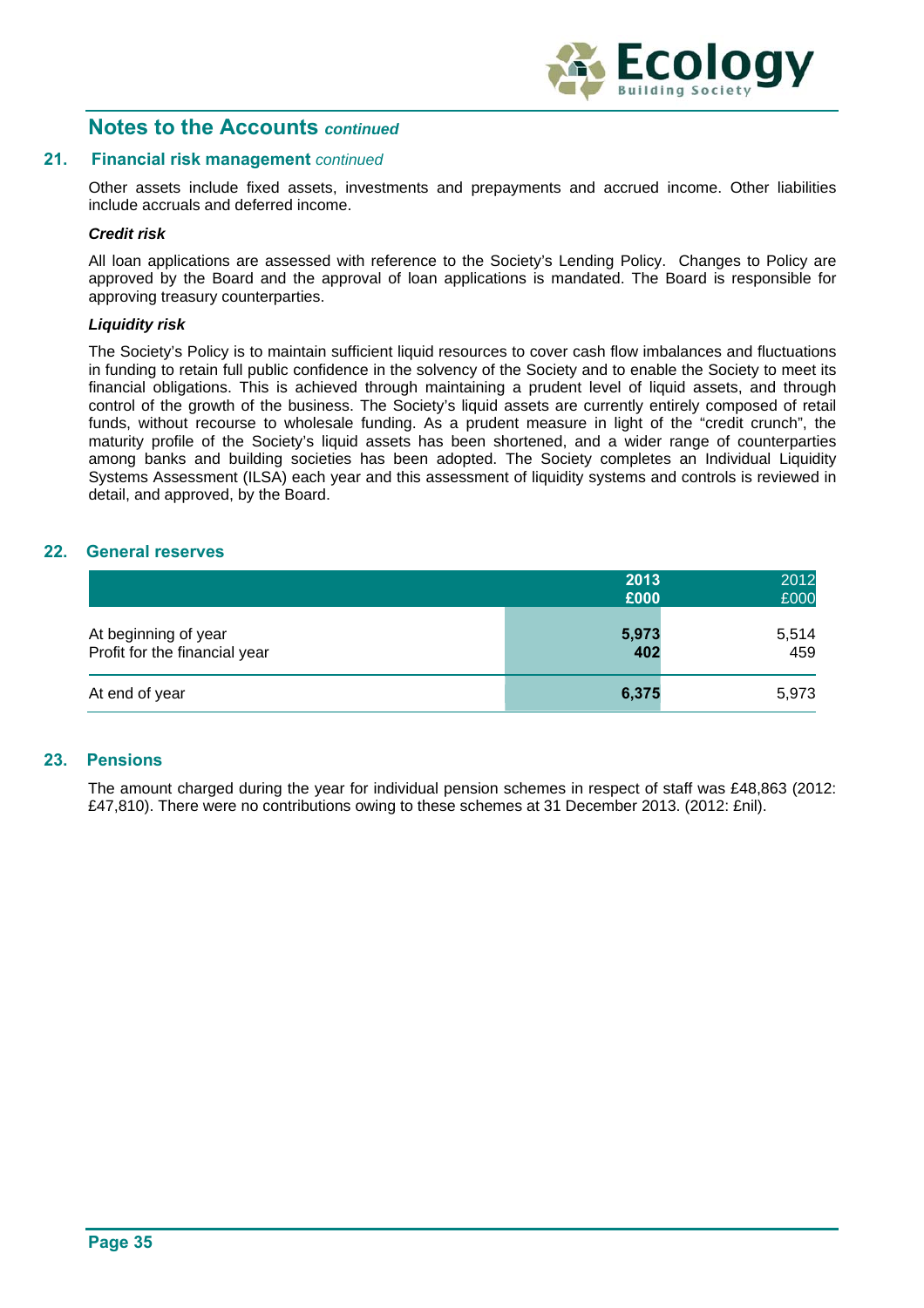## Notes to the Accounts *continued*

### 21. Financial risk management *continued*

Other assets include fixed assets, investments and prepayments and accrued income. Other liabilities include accruals and deferred income.

***Credit risk***

All loan applications are assessed with reference to the Society's Lending Policy. Changes to Policy are approved by the Board and the approval of loan applications is mandated. The Board is responsible for approving treasury counterparties.

***Liquidity risk***

The Society's Policy is to maintain sufficient liquid resources to cover cash flow imbalances and fluctuations in funding to retain full public confidence in the solvency of the Society and to enable the Society to meet its financial obligations. This is achieved through maintaining a prudent level of liquid assets, and through control of the growth of the business. The Society's liquid assets are currently entirely composed of retail funds, without recourse to wholesale funding. As a prudent measure in light of the "credit crunch", the maturity profile of the Society's liquid assets has been shortened, and a wider range of counterparties among banks and building societies has been adopted. The Society completes an Individual Liquidity Systems Assessment (ILSA) each year and this assessment of liquidity systems and controls is reviewed in detail, and approved, by the Board.

### 22. General reserves

| | **2013 £000** | 2012 £000 |
|---|---|---|
| At beginning of year | **5,973** | 5,514 |
| Profit for the financial year | **402** | 459 |
| At end of year | **6,375** | 5,973 |

### 23. Pensions

The amount charged during the year for individual pension schemes in respect of staff was £48,863 (2012: £47,810). There were no contributions owing to these schemes at 31 December 2013. (2012: £nil).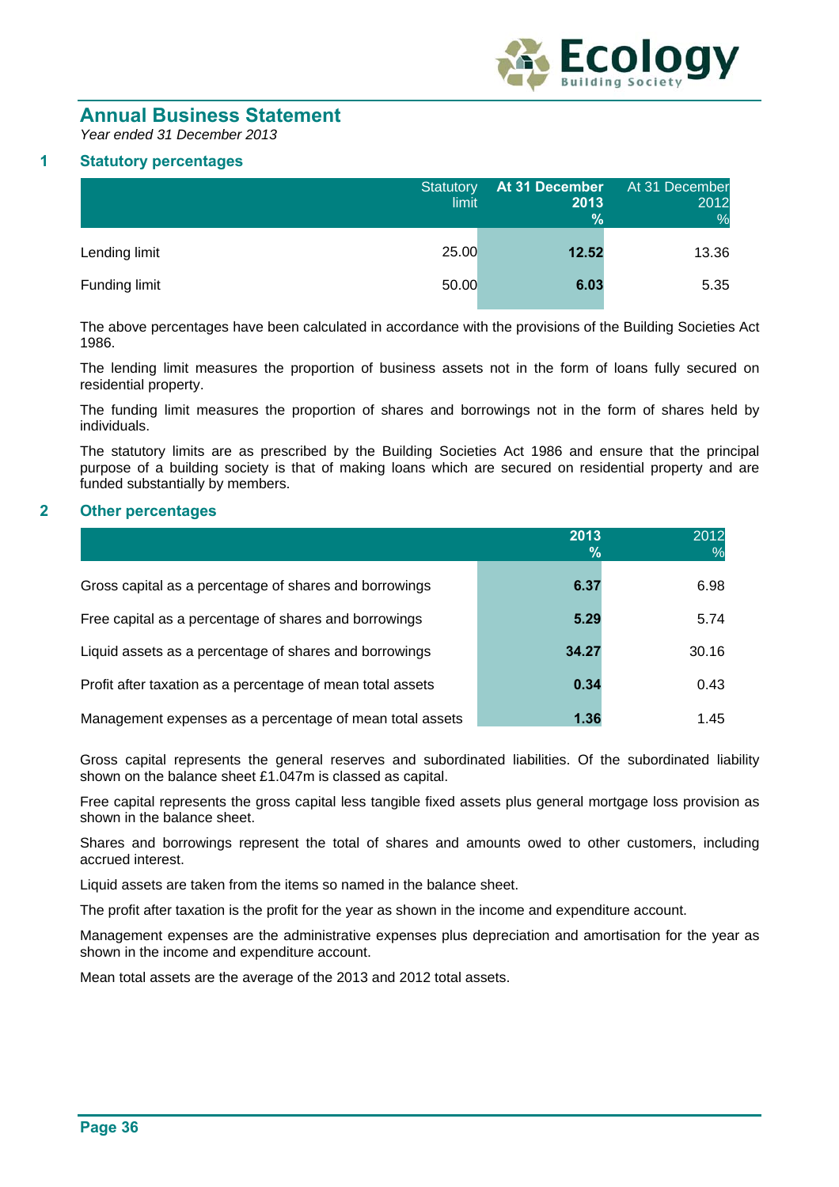# Annual Business Statement

*Year ended 31 December 2013*

## 1 Statistical percentages

| | Statutory limit | At 31 December 2013 % | At 31 December 2012 % |
|---|---|---|---|
| Lending limit | 25.00 | **12.52** | 13.36 |
| Funding limit | 50.00 | **6.03** | 5.35 |

The above percentages have been calculated in accordance with the provisions of the Building Societies Act 1986.

The lending limit measures the proportion of business assets not in the form of loans fully secured on residential property.

The funding limit measures the proportion of shares and borrowings not in the form of shares held by individuals.

The statutory limits are as prescribed by the Building Societies Act 1986 and ensure that the principal purpose of a building society is that of making loans which are secured on residential property and are funded substantially by members.

## 2 Other percentages

| | 2013 % | 2012 % |
|---|---|---|
| Gross capital as a percentage of shares and borrowings | **6.37** | 6.98 |
| Free capital as a percentage of shares and borrowings | **5.29** | 5.74 |
| Liquid assets as a percentage of shares and borrowings | **34.27** | 30.16 |
| Profit after taxation as a percentage of mean total assets | **0.34** | 0.43 |
| Management expenses as a percentage of mean total assets | **1.36** | 1.45 |

Gross capital represents the general reserves and subordinated liabilities. Of the subordinated liability shown on the balance sheet £1.047m is classed as capital.

Free capital represents the gross capital less tangible fixed assets plus general mortgage loss provision as shown in the balance sheet.

Shares and borrowings represent the total of shares and amounts owed to other customers, including accrued interest.

Liquid assets are taken from the items so named in the balance sheet.

The profit after taxation is the profit for the year as shown in the income and expenditure account.

Management expenses are the administrative expenses plus depreciation and amortisation for the year as shown in the income and expenditure account.

Mean total assets are the average of the 2013 and 2012 total assets.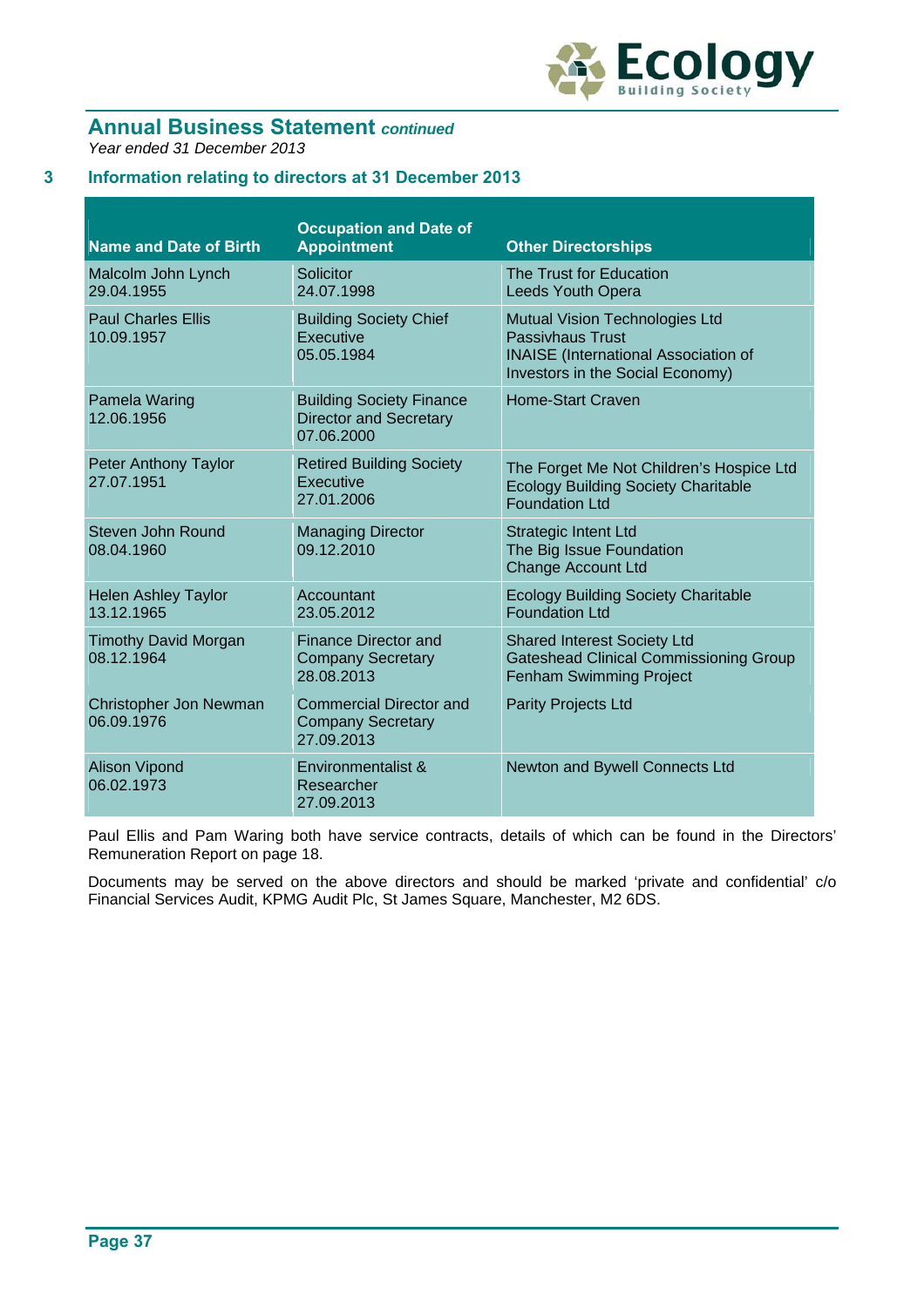## Annual Business Statement *continued*

*Year ended 31 December 2013*

### 3 Information relating to directors at 31 December 2013

| Name and Date of Birth | Occupation and Date of Appointment | Other Directorships |
|---|---|---|
| Malcolm John Lynch<br>29.04.1955 | Solicitor<br>24.07.1998 | The Trust for Education<br>Leeds Youth Opera |
| Paul Charles Ellis<br>10.09.1957 | Building Society Chief Executive<br>05.05.1984 | Mutual Vision Technologies Ltd<br>Passivhaus Trust<br>INAISE (International Association of Investors in the Social Economy) |
| Pamela Waring<br>12.06.1956 | Building Society Finance Director and Secretary<br>07.06.2000 | Home-Start Craven |
| Peter Anthony Taylor<br>27.07.1951 | Retired Building Society Executive<br>27.01.2006 | The Forget Me Not Children's Hospice Ltd<br>Ecology Building Society Charitable Foundation Ltd |
| Steven John Round<br>08.04.1960 | Managing Director<br>09.12.2010 | Strategic Intent Ltd<br>The Big Issue Foundation<br>Change Account Ltd |
| Helen Ashley Taylor<br>13.12.1965 | Accountant<br>23.05.2012 | Ecology Building Society Charitable Foundation Ltd |
| Timothy David Morgan<br>08.12.1964 | Finance Director and Company Secretary<br>28.08.2013 | Shared Interest Society Ltd<br>Gateshead Clinical Commissioning Group<br>Fenham Swimming Project |
| Christopher Jon Newman<br>06.09.1976 | Commercial Director and Company Secretary<br>27.09.2013 | Parity Projects Ltd |
| Alison Vipond<br>06.02.1973 | Environmentalist & Researcher<br>27.09.2013 | Newton and Bywell Connects Ltd |

Paul Ellis and Pam Waring both have service contracts, details of which can be found in the Directors' Remuneration Report on page 18.

Documents may be served on the above directors and should be marked 'private and confidential' c/o Financial Services Audit, KPMG Audit Plc, St James Square, Manchester, M2 6DS.